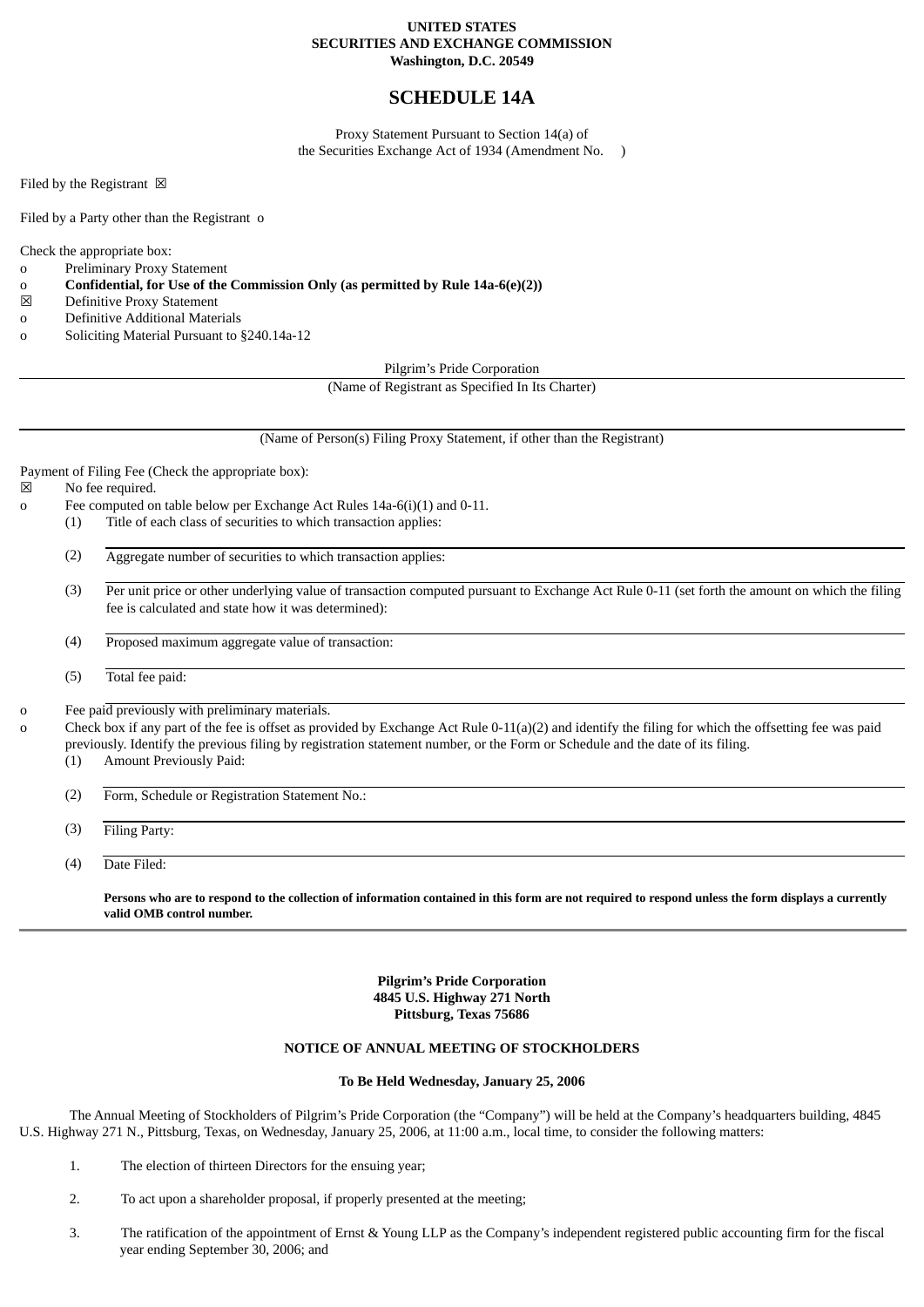**UNITED STATES**
**SECURITIES AND EXCHANGE COMMISSION**
**Washington, D.C. 20549**

# SCHEDULE 14A

Proxy Statement Pursuant to Section 14(a) of
the Securities Exchange Act of 1934 (Amendment No. )

Filed by the Registrant ☒

Filed by a Party other than the Registrant o

Check the appropriate box:

o Preliminary Proxy Statement
o **Confidential, for Use of the Commission Only (as permitted by Rule 14a-6(e)(2))**
☒ Definitive Proxy Statement
o Definitive Additional Materials
o Soliciting Material Pursuant to §240.14a-12

Pilgrim's Pride Corporation
(Name of Registrant as Specified In Its Charter)

(Name of Person(s) Filing Proxy Statement, if other than the Registrant)

Payment of Filing Fee (Check the appropriate box):

☒ No fee required.
o Fee computed on table below per Exchange Act Rules 14a-6(i)(1) and 0-11.

(1) Title of each class of securities to which transaction applies:

(2) Aggregate number of securities to which transaction applies:

(3) Per unit price or other underlying value of transaction computed pursuant to Exchange Act Rule 0-11 (set forth the amount on which the filing fee is calculated and state how it was determined):

(4) Proposed maximum aggregate value of transaction:

(5) Total fee paid:

o Fee paid previously with preliminary materials.
o Check box if any part of the fee is offset as provided by Exchange Act Rule 0-11(a)(2) and identify the filing for which the offsetting fee was paid previously. Identify the previous filing by registration statement number, or the Form or Schedule and the date of its filing.

(1) Amount Previously Paid:

(2) Form, Schedule or Registration Statement No.:

(3) Filing Party:

(4) Date Filed:

**Persons who are to respond to the collection of information contained in this form are not required to respond unless the form displays a currently valid OMB control number.**

---

**Pilgrim's Pride Corporation**
**4845 U.S. Highway 271 North**
**Pittsburg, Texas 75686**

**NOTICE OF ANNUAL MEETING OF STOCKHOLDERS**

**To Be Held Wednesday, January 25, 2006**

The Annual Meeting of Stockholders of Pilgrim's Pride Corporation (the "Company") will be held at the Company's headquarters building, 4845 U.S. Highway 271 N., Pittsburg, Texas, on Wednesday, January 25, 2006, at 11:00 a.m., local time, to consider the following matters:

1. The election of thirteen Directors for the ensuing year;

2. To act upon a shareholder proposal, if properly presented at the meeting;

3. The ratification of the appointment of Ernst & Young LLP as the Company's independent registered public accounting firm for the fiscal year ending September 30, 2006; and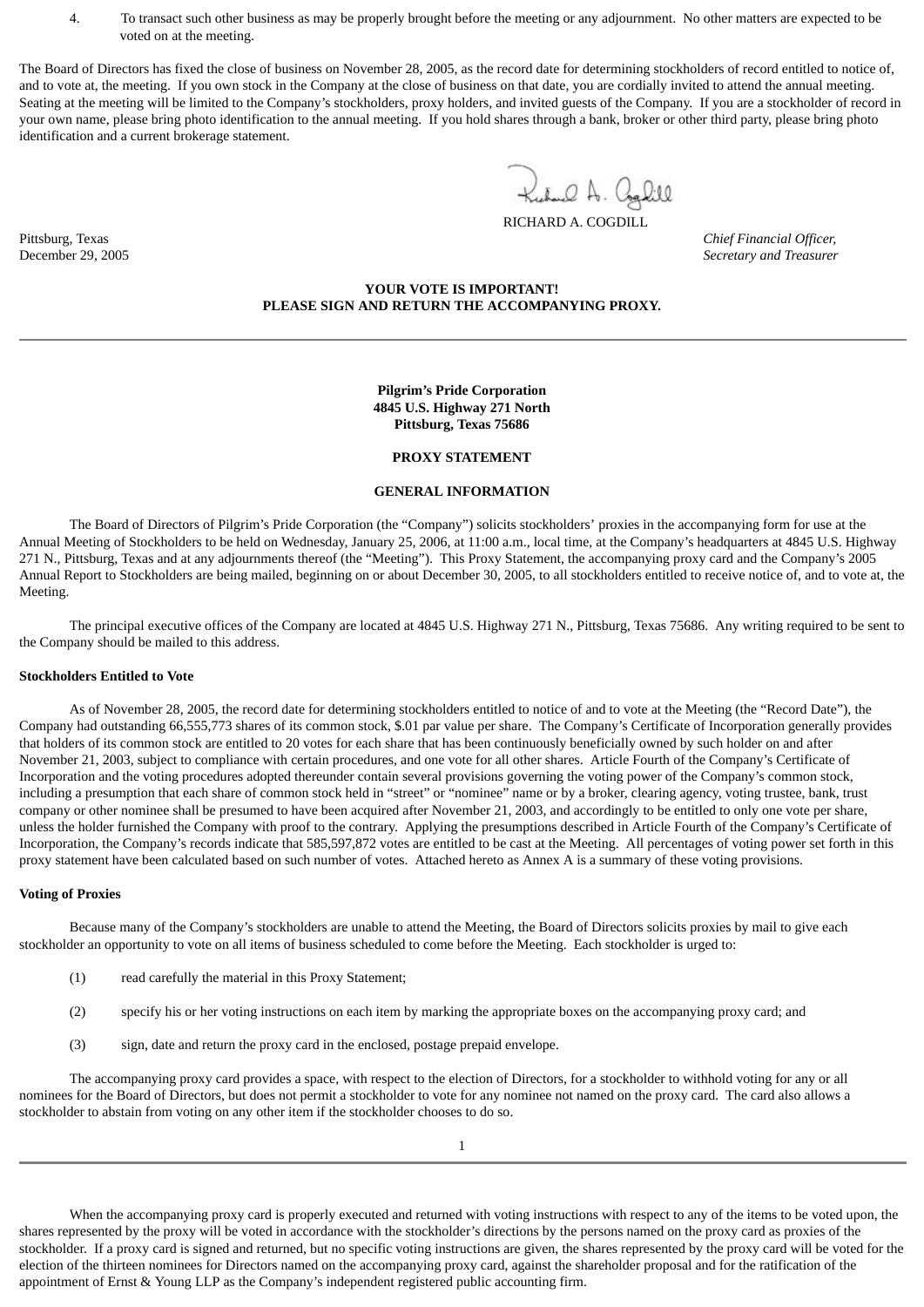4. To transact such other business as may be properly brought before the meeting or any adjournment. No other matters are expected to be voted on at the meeting.

The Board of Directors has fixed the close of business on November 28, 2005, as the record date for determining stockholders of record entitled to notice of, and to vote at, the meeting. If you own stock in the Company at the close of business on that date, you are cordially invited to attend the annual meeting. Seating at the meeting will be limited to the Company's stockholders, proxy holders, and invited guests of the Company. If you are a stockholder of record in your own name, please bring photo identification to the annual meeting. If you hold shares through a bank, broker or other third party, please bring photo identification and a current brokerage statement.

RICHARD A. COGDILL
*Chief Financial Officer, Secretary and Treasurer*

Pittsburg, Texas
December 29, 2005

**YOUR VOTE IS IMPORTANT!**
**PLEASE SIGN AND RETURN THE ACCOMPANYING PROXY.**

---

**Pilgrim's Pride Corporation**
**4845 U.S. Highway 271 North**
**Pittsburg, Texas 75686**

**PROXY STATEMENT**

**GENERAL INFORMATION**

The Board of Directors of Pilgrim's Pride Corporation (the "Company") solicits stockholders' proxies in the accompanying form for use at the Annual Meeting of Stockholders to be held on Wednesday, January 25, 2006, at 11:00 a.m., local time, at the Company's headquarters at 4845 U.S. Highway 271 N., Pittsburg, Texas and at any adjournments thereof (the "Meeting"). This Proxy Statement, the accompanying proxy card and the Company's 2005 Annual Report to Stockholders are being mailed, beginning on or about December 30, 2005, to all stockholders entitled to receive notice of, and to vote at, the Meeting.

The principal executive offices of the Company are located at 4845 U.S. Highway 271 N., Pittsburg, Texas 75686. Any writing required to be sent to the Company should be mailed to this address.

**Stockholders Entitled to Vote**

As of November 28, 2005, the record date for determining stockholders entitled to notice of and to vote at the Meeting (the "Record Date"), the Company had outstanding 66,555,773 shares of its common stock, $.01 par value per share. The Company's Certificate of Incorporation generally provides that holders of its common stock are entitled to 20 votes for each share that has been continuously beneficially owned by such holder on and after November 21, 2003, subject to compliance with certain procedures, and one vote for all other shares. Article Fourth of the Company's Certificate of Incorporation and the voting procedures adopted thereunder contain several provisions governing the voting power of the Company's common stock, including a presumption that each share of common stock held in "street" or "nominee" name or by a broker, clearing agency, voting trustee, bank, trust company or other nominee shall be presumed to have been acquired after November 21, 2003, and accordingly to be entitled to only one vote per share, unless the holder furnished the Company with proof to the contrary. Applying the presumptions described in Article Fourth of the Company's Certificate of Incorporation, the Company's records indicate that 585,597,872 votes are entitled to be cast at the Meeting. All percentages of voting power set forth in this proxy statement have been calculated based on such number of votes. Attached hereto as Annex A is a summary of these voting provisions.

**Voting of Proxies**

Because many of the Company's stockholders are unable to attend the Meeting, the Board of Directors solicits proxies by mail to give each stockholder an opportunity to vote on all items of business scheduled to come before the Meeting. Each stockholder is urged to:

(1) read carefully the material in this Proxy Statement;

(2) specify his or her voting instructions on each item by marking the appropriate boxes on the accompanying proxy card; and

(3) sign, date and return the proxy card in the enclosed, postage prepaid envelope.

The accompanying proxy card provides a space, with respect to the election of Directors, for a stockholder to withhold voting for any or all nominees for the Board of Directors, but does not permit a stockholder to vote for any nominee not named on the proxy card. The card also allows a stockholder to abstain from voting on any other item if the stockholder chooses to do so.

---

When the accompanying proxy card is properly executed and returned with voting instructions with respect to any of the items to be voted upon, the shares represented by the proxy will be voted in accordance with the stockholder's directions by the persons named on the proxy card as proxies of the stockholder. If a proxy card is signed and returned, but no specific voting instructions are given, the shares represented by the proxy card will be voted for the election of the thirteen nominees for Directors named on the accompanying proxy card, against the shareholder proposal and for the ratification of the appointment of Ernst & Young LLP as the Company's independent registered public accounting firm.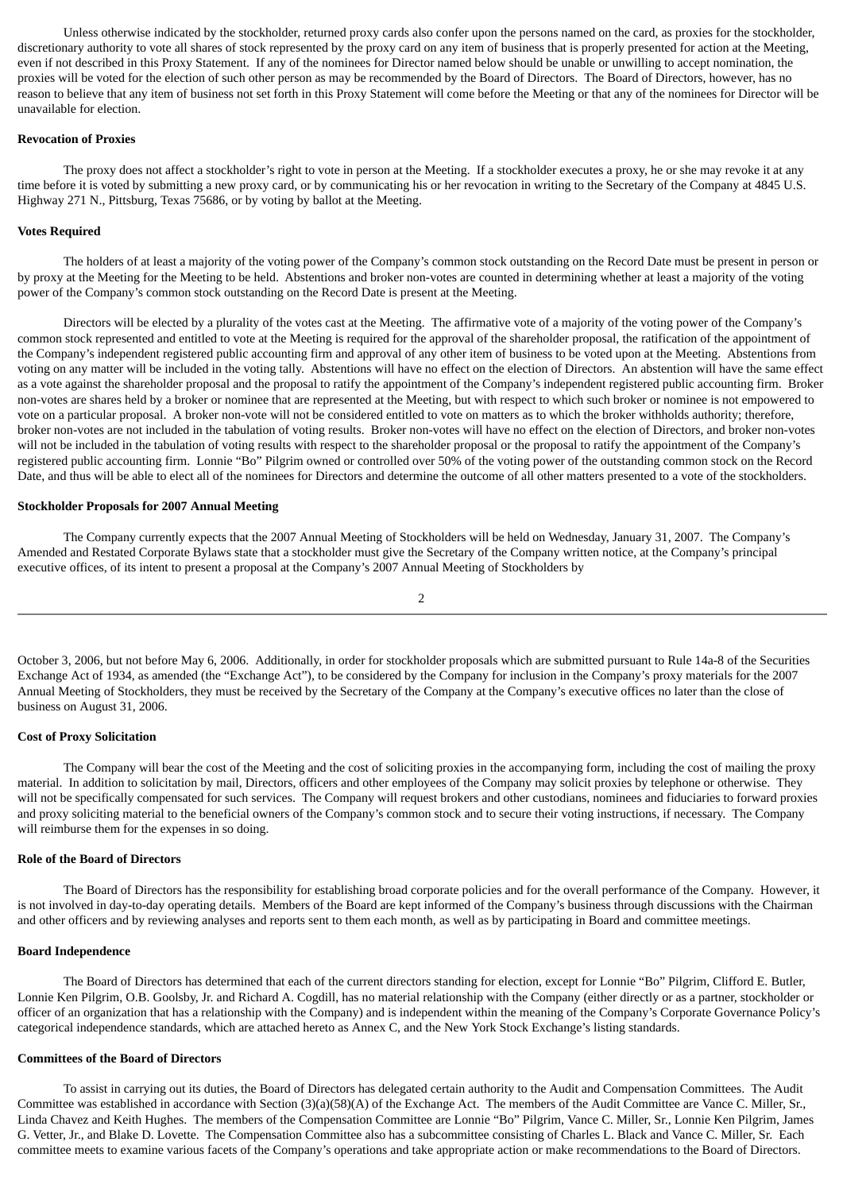Unless otherwise indicated by the stockholder, returned proxy cards also confer upon the persons named on the card, as proxies for the stockholder, discretionary authority to vote all shares of stock represented by the proxy card on any item of business that is properly presented for action at the Meeting, even if not described in this Proxy Statement. If any of the nominees for Director named below should be unable or unwilling to accept nomination, the proxies will be voted for the election of such other person as may be recommended by the Board of Directors. The Board of Directors, however, has no reason to believe that any item of business not set forth in this Proxy Statement will come before the Meeting or that any of the nominees for Director will be unavailable for election.

**Revocation of Proxies**

The proxy does not affect a stockholder's right to vote in person at the Meeting. If a stockholder executes a proxy, he or she may revoke it at any time before it is voted by submitting a new proxy card, or by communicating his or her revocation in writing to the Secretary of the Company at 4845 U.S. Highway 271 N., Pittsburg, Texas 75686, or by voting by ballot at the Meeting.

**Votes Required**

The holders of at least a majority of the voting power of the Company's common stock outstanding on the Record Date must be present in person or by proxy at the Meeting for the Meeting to be held. Abstentions and broker non-votes are counted in determining whether at least a majority of the voting power of the Company's common stock outstanding on the Record Date is present at the Meeting.

Directors will be elected by a plurality of the votes cast at the Meeting. The affirmative vote of a majority of the voting power of the Company's common stock represented and entitled to vote at the Meeting is required for the approval of the shareholder proposal, the ratification of the appointment of the Company's independent registered public accounting firm and approval of any other item of business to be voted upon at the Meeting. Abstentions from voting on any matter will be included in the voting tally. Abstentions will have no effect on the election of Directors. An abstention will have the same effect as a vote against the shareholder proposal and the proposal to ratify the appointment of the Company's independent registered public accounting firm. Broker non-votes are shares held by a broker or nominee that are represented at the Meeting, but with respect to which such broker or nominee is not empowered to vote on a particular proposal. A broker non-vote will not be considered entitled to vote on matters as to which the broker withholds authority; therefore, broker non-votes are not included in the tabulation of voting results. Broker non-votes will have no effect on the election of Directors, and broker non-votes will not be included in the tabulation of voting results with respect to the shareholder proposal or the proposal to ratify the appointment of the Company's registered public accounting firm. Lonnie "Bo" Pilgrim owned or controlled over 50% of the voting power of the outstanding common stock on the Record Date, and thus will be able to elect all of the nominees for Directors and determine the outcome of all other matters presented to a vote of the stockholders.

**Stockholder Proposals for 2007 Annual Meeting**

The Company currently expects that the 2007 Annual Meeting of Stockholders will be held on Wednesday, January 31, 2007. The Company's Amended and Restated Corporate Bylaws state that a stockholder must give the Secretary of the Company written notice, at the Company's principal executive offices, of its intent to present a proposal at the Company's 2007 Annual Meeting of Stockholders by October 3, 2006, but not before May 6, 2006. Additionally, in order for stockholder proposals which are submitted pursuant to Rule 14a-8 of the Securities Exchange Act of 1934, as amended (the "Exchange Act"), to be considered by the Company for inclusion in the Company's proxy materials for the 2007 Annual Meeting of Stockholders, they must be received by the Secretary of the Company at the Company's executive offices no later than the close of business on August 31, 2006.

**Cost of Proxy Solicitation**

The Company will bear the cost of the Meeting and the cost of soliciting proxies in the accompanying form, including the cost of mailing the proxy material. In addition to solicitation by mail, Directors, officers and other employees of the Company may solicit proxies by telephone or otherwise. They will not be specifically compensated for such services. The Company will request brokers and other custodians, nominees and fiduciaries to forward proxies and proxy soliciting material to the beneficial owners of the Company's common stock and to secure their voting instructions, if necessary. The Company will reimburse them for the expenses in so doing.

**Role of the Board of Directors**

The Board of Directors has the responsibility for establishing broad corporate policies and for the overall performance of the Company. However, it is not involved in day-to-day operating details. Members of the Board are kept informed of the Company's business through discussions with the Chairman and other officers and by reviewing analyses and reports sent to them each month, as well as by participating in Board and committee meetings.

**Board Independence**

The Board of Directors has determined that each of the current directors standing for election, except for Lonnie "Bo" Pilgrim, Clifford E. Butler, Lonnie Ken Pilgrim, O.B. Goolsby, Jr. and Richard A. Cogdill, has no material relationship with the Company (either directly or as a partner, stockholder or officer of an organization that has a relationship with the Company) and is independent within the meaning of the Company's Corporate Governance Policy's categorical independence standards, which are attached hereto as Annex C, and the New York Stock Exchange's listing standards.

**Committees of the Board of Directors**

To assist in carrying out its duties, the Board of Directors has delegated certain authority to the Audit and Compensation Committees. The Audit Committee was established in accordance with Section (3)(a)(58)(A) of the Exchange Act. The members of the Audit Committee are Vance C. Miller, Sr., Linda Chavez and Keith Hughes. The members of the Compensation Committee are Lonnie "Bo" Pilgrim, Vance C. Miller, Sr., Lonnie Ken Pilgrim, James G. Vetter, Jr., and Blake D. Lovette. The Compensation Committee also has a subcommittee consisting of Charles L. Black and Vance C. Miller, Sr. Each committee meets to examine various facets of the Company's operations and take appropriate action or make recommendations to the Board of Directors.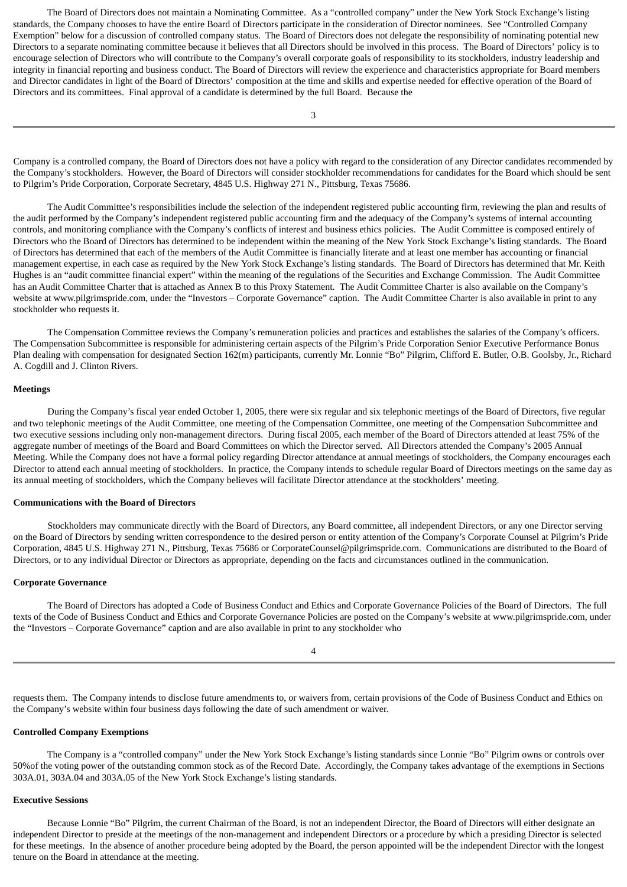The Board of Directors does not maintain a Nominating Committee. As a "controlled company" under the New York Stock Exchange's listing standards, the Company chooses to have the entire Board of Directors participate in the consideration of Director nominees. See "Controlled Company Exemption" below for a discussion of controlled company status. The Board of Directors does not delegate the responsibility of nominating potential new Directors to a separate nominating committee because it believes that all Directors should be involved in this process. The Board of Directors' policy is to encourage selection of Directors who will contribute to the Company's overall corporate goals of responsibility to its stockholders, industry leadership and integrity in financial reporting and business conduct. The Board of Directors will review the experience and characteristics appropriate for Board members and Director candidates in light of the Board of Directors' composition at the time and skills and expertise needed for effective operation of the Board of Directors and its committees. Final approval of a candidate is determined by the full Board. Because the Company is a controlled company, the Board of Directors does not have a policy with regard to the consideration of any Director candidates recommended by the Company's stockholders. However, the Board of Directors will consider stockholder recommendations for candidates for the Board which should be sent to Pilgrim's Pride Corporation, Corporate Secretary, 4845 U.S. Highway 271 N., Pittsburg, Texas 75686.

The Audit Committee's responsibilities include the selection of the independent registered public accounting firm, reviewing the plan and results of the audit performed by the Company's independent registered public accounting firm and the adequacy of the Company's systems of internal accounting controls, and monitoring compliance with the Company's conflicts of interest and business ethics policies. The Audit Committee is composed entirely of Directors who the Board of Directors has determined to be independent within the meaning of the New York Stock Exchange's listing standards. The Board of Directors has determined that each of the members of the Audit Committee is financially literate and at least one member has accounting or financial management expertise, in each case as required by the New York Stock Exchange's listing standards. The Board of Directors has determined that Mr. Keith Hughes is an "audit committee financial expert" within the meaning of the regulations of the Securities and Exchange Commission. The Audit Committee has an Audit Committee Charter that is attached as Annex B to this Proxy Statement. The Audit Committee Charter is also available on the Company's website at www.pilgrimspride.com, under the "Investors – Corporate Governance" caption. The Audit Committee Charter is also available in print to any stockholder who requests it.

The Compensation Committee reviews the Company's remuneration policies and practices and establishes the salaries of the Company's officers. The Compensation Subcommittee is responsible for administering certain aspects of the Pilgrim's Pride Corporation Senior Executive Performance Bonus Plan dealing with compensation for designated Section 162(m) participants, currently Mr. Lonnie "Bo" Pilgrim, Clifford E. Butler, O.B. Goolsby, Jr., Richard A. Cogdill and J. Clinton Rivers.

**Meetings**

During the Company's fiscal year ended October 1, 2005, there were six regular and six telephonic meetings of the Board of Directors, five regular and two telephonic meetings of the Audit Committee, one meeting of the Compensation Committee, one meeting of the Compensation Subcommittee and two executive sessions including only non-management directors. During fiscal 2005, each member of the Board of Directors attended at least 75% of the aggregate number of meetings of the Board and Board Committees on which the Director served. All Directors attended the Company's 2005 Annual Meeting. While the Company does not have a formal policy regarding Director attendance at annual meetings of stockholders, the Company encourages each Director to attend each annual meeting of stockholders. In practice, the Company intends to schedule regular Board of Directors meetings on the same day as its annual meeting of stockholders, which the Company believes will facilitate Director attendance at the stockholders' meeting.

**Communications with the Board of Directors**

Stockholders may communicate directly with the Board of Directors, any Board committee, all independent Directors, or any one Director serving on the Board of Directors by sending written correspondence to the desired person or entity attention of the Company's Corporate Counsel at Pilgrim's Pride Corporation, 4845 U.S. Highway 271 N., Pittsburg, Texas 75686 or CorporateCounsel@pilgrimspride.com. Communications are distributed to the Board of Directors, or to any individual Director or Directors as appropriate, depending on the facts and circumstances outlined in the communication.

**Corporate Governance**

The Board of Directors has adopted a Code of Business Conduct and Ethics and Corporate Governance Policies of the Board of Directors. The full texts of the Code of Business Conduct and Ethics and Corporate Governance Policies are posted on the Company's website at www.pilgrimspride.com, under the "Investors – Corporate Governance" caption and are also available in print to any stockholder who requests them. The Company intends to disclose future amendments to, or waivers from, certain provisions of the Code of Business Conduct and Ethics on the Company's website within four business days following the date of such amendment or waiver.

**Controlled Company Exemptions**

The Company is a "controlled company" under the New York Stock Exchange's listing standards since Lonnie "Bo" Pilgrim owns or controls over 50%of the voting power of the outstanding common stock as of the Record Date. Accordingly, the Company takes advantage of the exemptions in Sections 303A.01, 303A.04 and 303A.05 of the New York Stock Exchange's listing standards.

**Executive Sessions**

Because Lonnie "Bo" Pilgrim, the current Chairman of the Board, is not an independent Director, the Board of Directors will either designate an independent Director to preside at the meetings of the non-management and independent Directors or a procedure by which a presiding Director is selected for these meetings. In the absence of another procedure being adopted by the Board, the person appointed will be the independent Director with the longest tenure on the Board in attendance at the meeting.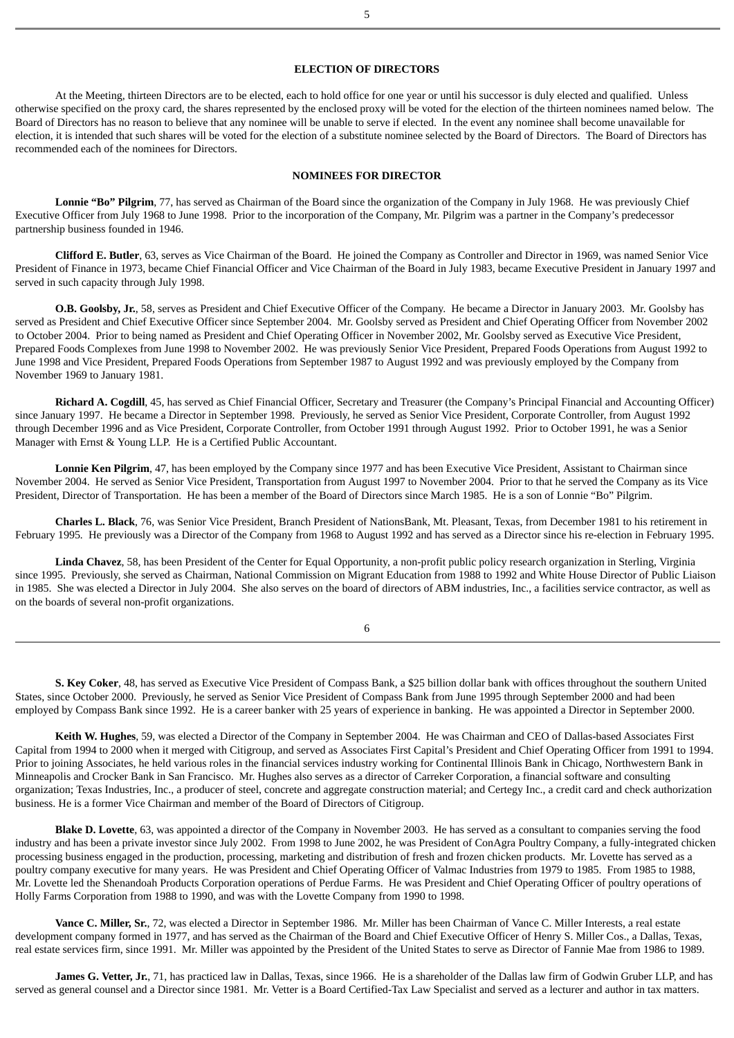## ELECTION OF DIRECTORS

At the Meeting, thirteen Directors are to be elected, each to hold office for one year or until his successor is duly elected and qualified. Unless otherwise specified on the proxy card, the shares represented by the enclosed proxy will be voted for the election of the thirteen nominees named below. The Board of Directors has no reason to believe that any nominee will be unable to serve if elected. In the event any nominee shall become unavailable for election, it is intended that such shares will be voted for the election of a substitute nominee selected by the Board of Directors. The Board of Directors has recommended each of the nominees for Directors.

## NOMINEES FOR DIRECTOR

**Lonnie "Bo" Pilgrim**, 77, has served as Chairman of the Board since the organization of the Company in July 1968. He was previously Chief Executive Officer from July 1968 to June 1998. Prior to the incorporation of the Company, Mr. Pilgrim was a partner in the Company's predecessor partnership business founded in 1946.

**Clifford E. Butler**, 63, serves as Vice Chairman of the Board. He joined the Company as Controller and Director in 1969, was named Senior Vice President of Finance in 1973, became Chief Financial Officer and Vice Chairman of the Board in July 1983, became Executive President in January 1997 and served in such capacity through July 1998.

**O.B. Goolsby, Jr.**, 58, serves as President and Chief Executive Officer of the Company. He became a Director in January 2003. Mr. Goolsby has served as President and Chief Executive Officer since September 2004. Mr. Goolsby served as President and Chief Operating Officer from November 2002 to October 2004. Prior to being named as President and Chief Operating Officer in November 2002, Mr. Goolsby served as Executive Vice President, Prepared Foods Complexes from June 1998 to November 2002. He was previously Senior Vice President, Prepared Foods Operations from August 1992 to June 1998 and Vice President, Prepared Foods Operations from September 1987 to August 1992 and was previously employed by the Company from November 1969 to January 1981.

**Richard A. Cogdill**, 45, has served as Chief Financial Officer, Secretary and Treasurer (the Company's Principal Financial and Accounting Officer) since January 1997. He became a Director in September 1998. Previously, he served as Senior Vice President, Corporate Controller, from August 1992 through December 1996 and as Vice President, Corporate Controller, from October 1991 through August 1992. Prior to October 1991, he was a Senior Manager with Ernst & Young LLP. He is a Certified Public Accountant.

**Lonnie Ken Pilgrim**, 47, has been employed by the Company since 1977 and has been Executive Vice President, Assistant to Chairman since November 2004. He served as Senior Vice President, Transportation from August 1997 to November 2004. Prior to that he served the Company as its Vice President, Director of Transportation. He has been a member of the Board of Directors since March 1985. He is a son of Lonnie "Bo" Pilgrim.

**Charles L. Black**, 76, was Senior Vice President, Branch President of NationsBank, Mt. Pleasant, Texas, from December 1981 to his retirement in February 1995. He previously was a Director of the Company from 1968 to August 1992 and has served as a Director since his re-election in February 1995.

**Linda Chavez**, 58, has been President of the Center for Equal Opportunity, a non-profit public policy research organization in Sterling, Virginia since 1995. Previously, she served as Chairman, National Commission on Migrant Education from 1988 to 1992 and White House Director of Public Liaison in 1985. She was elected a Director in July 2004. She also serves on the board of directors of ABM industries, Inc., a facilities service contractor, as well as on the boards of several non-profit organizations.

**S. Key Coker**, 48, has served as Executive Vice President of Compass Bank, a $25 billion dollar bank with offices throughout the southern United States, since October 2000. Previously, he served as Senior Vice President of Compass Bank from June 1995 through September 2000 and had been employed by Compass Bank since 1992. He is a career banker with 25 years of experience in banking. He was appointed a Director in September 2000.

**Keith W. Hughes**, 59, was elected a Director of the Company in September 2004. He was Chairman and CEO of Dallas-based Associates First Capital from 1994 to 2000 when it merged with Citigroup, and served as Associates First Capital's President and Chief Operating Officer from 1991 to 1994. Prior to joining Associates, he held various roles in the financial services industry working for Continental Illinois Bank in Chicago, Northwestern Bank in Minneapolis and Crocker Bank in San Francisco. Mr. Hughes also serves as a director of Carreker Corporation, a financial software and consulting organization; Texas Industries, Inc., a producer of steel, concrete and aggregate construction material; and Certegy Inc., a credit card and check authorization business. He is a former Vice Chairman and member of the Board of Directors of Citigroup.

**Blake D. Lovette**, 63, was appointed a director of the Company in November 2003. He has served as a consultant to companies serving the food industry and has been a private investor since July 2002. From 1998 to June 2002, he was President of ConAgra Poultry Company, a fully-integrated chicken processing business engaged in the production, processing, marketing and distribution of fresh and frozen chicken products. Mr. Lovette has served as a poultry company executive for many years. He was President and Chief Operating Officer of Valmac Industries from 1979 to 1985. From 1985 to 1988, Mr. Lovette led the Shenandoah Products Corporation operations of Perdue Farms. He was President and Chief Operating Officer of poultry operations of Holly Farms Corporation from 1988 to 1990, and was with the Lovette Company from 1990 to 1998.

**Vance C. Miller, Sr.**, 72, was elected a Director in September 1986. Mr. Miller has been Chairman of Vance C. Miller Interests, a real estate development company formed in 1977, and has served as the Chairman of the Board and Chief Executive Officer of Henry S. Miller Cos., a Dallas, Texas, real estate services firm, since 1991. Mr. Miller was appointed by the President of the United States to serve as Director of Fannie Mae from 1986 to 1989.

**James G. Vetter, Jr.**, 71, has practiced law in Dallas, Texas, since 1966. He is a shareholder of the Dallas law firm of Godwin Gruber LLP, and has served as general counsel and a Director since 1981. Mr. Vetter is a Board Certified-Tax Law Specialist and served as a lecturer and author in tax matters.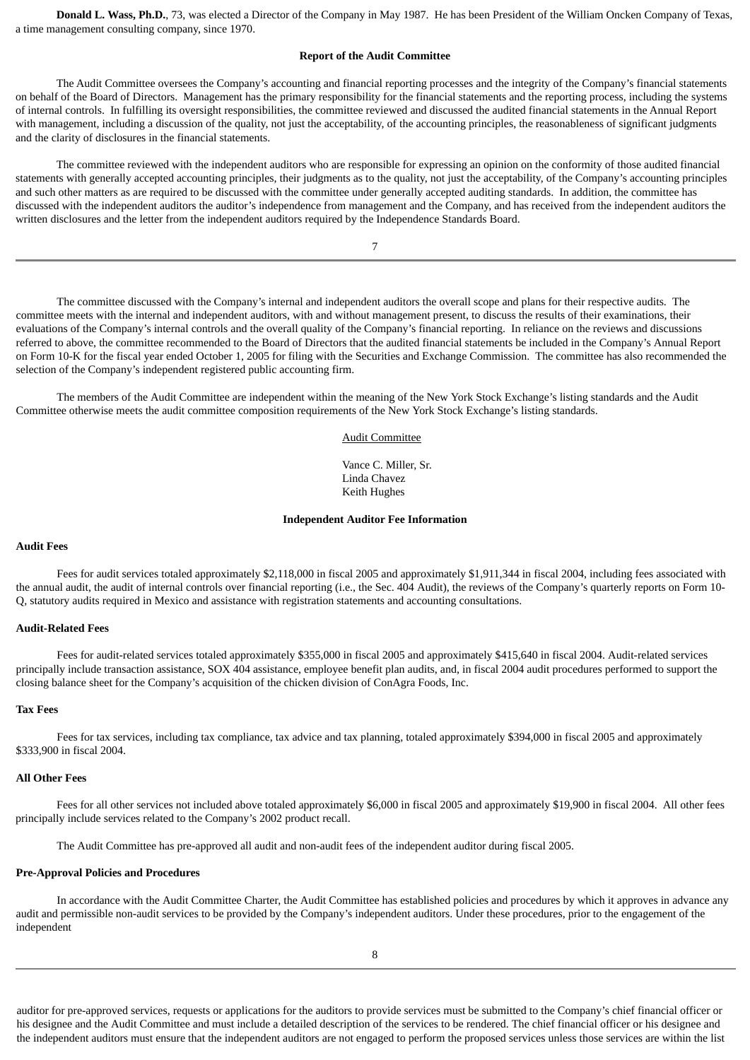**Donald L. Wass, Ph.D.**, 73, was elected a Director of the Company in May 1987. He has been President of the William Oncken Company of Texas, a time management consulting company, since 1970.

**Report of the Audit Committee**

The Audit Committee oversees the Company's accounting and financial reporting processes and the integrity of the Company's financial statements on behalf of the Board of Directors. Management has the primary responsibility for the financial statements and the reporting process, including the systems of internal controls. In fulfilling its oversight responsibilities, the committee reviewed and discussed the audited financial statements in the Annual Report with management, including a discussion of the quality, not just the acceptability, of the accounting principles, the reasonableness of significant judgments and the clarity of disclosures in the financial statements.

The committee reviewed with the independent auditors who are responsible for expressing an opinion on the conformity of those audited financial statements with generally accepted accounting principles, their judgments as to the quality, not just the acceptability, of the Company's accounting principles and such other matters as are required to be discussed with the committee under generally accepted auditing standards. In addition, the committee has discussed with the independent auditors the auditor's independence from management and the Company, and has received from the independent auditors the written disclosures and the letter from the independent auditors required by the Independence Standards Board.

The committee discussed with the Company's internal and independent auditors the overall scope and plans for their respective audits. The committee meets with the internal and independent auditors, with and without management present, to discuss the results of their examinations, their evaluations of the Company's internal controls and the overall quality of the Company's financial reporting. In reliance on the reviews and discussions referred to above, the committee recommended to the Board of Directors that the audited financial statements be included in the Company's Annual Report on Form 10-K for the fiscal year ended October 1, 2005 for filing with the Securities and Exchange Commission. The committee has also recommended the selection of the Company's independent registered public accounting firm.

The members of the Audit Committee are independent within the meaning of the New York Stock Exchange's listing standards and the Audit Committee otherwise meets the audit committee composition requirements of the New York Stock Exchange's listing standards.

Audit Committee

Vance C. Miller, Sr.
Linda Chavez
Keith Hughes

**Independent Auditor Fee Information**

**Audit Fees**

Fees for audit services totaled approximately $2,118,000 in fiscal 2005 and approximately $1,911,344 in fiscal 2004, including fees associated with the annual audit, the audit of internal controls over financial reporting (i.e., the Sec. 404 Audit), the reviews of the Company's quarterly reports on Form 10-Q, statutory audits required in Mexico and assistance with registration statements and accounting consultations.

**Audit-Related Fees**

Fees for audit-related services totaled approximately $355,000 in fiscal 2005 and approximately $415,640 in fiscal 2004. Audit-related services principally include transaction assistance, SOX 404 assistance, employee benefit plan audits, and, in fiscal 2004 audit procedures performed to support the closing balance sheet for the Company's acquisition of the chicken division of ConAgra Foods, Inc.

**Tax Fees**

Fees for tax services, including tax compliance, tax advice and tax planning, totaled approximately $394,000 in fiscal 2005 and approximately $333,900 in fiscal 2004.

**All Other Fees**

Fees for all other services not included above totaled approximately $6,000 in fiscal 2005 and approximately $19,900 in fiscal 2004. All other fees principally include services related to the Company's 2002 product recall.

The Audit Committee has pre-approved all audit and non-audit fees of the independent auditor during fiscal 2005.

**Pre-Approval Policies and Procedures**

In accordance with the Audit Committee Charter, the Audit Committee has established policies and procedures by which it approves in advance any audit and permissible non-audit services to be provided by the Company's independent auditors. Under these procedures, prior to the engagement of the independent auditor for pre-approved services, requests or applications for the auditors to provide services must be submitted to the Company's chief financial officer or his designee and the Audit Committee and must include a detailed description of the services to be rendered. The chief financial officer or his designee and the independent auditors must ensure that the independent auditors are not engaged to perform the proposed services unless those services are within the list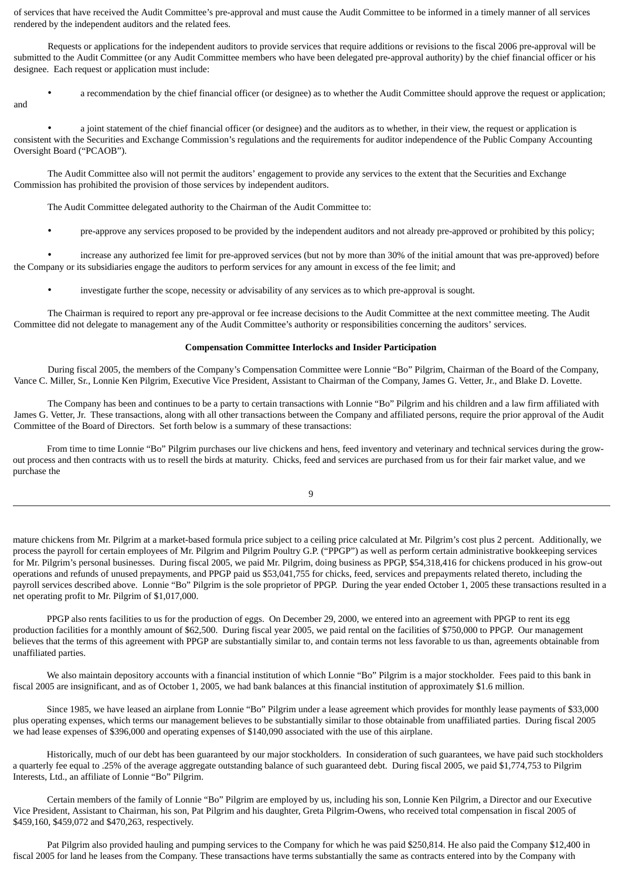of services that have received the Audit Committee's pre-approval and must cause the Audit Committee to be informed in a timely manner of all services rendered by the independent auditors and the related fees.

Requests or applications for the independent auditors to provide services that require additions or revisions to the fiscal 2006 pre-approval will be submitted to the Audit Committee (or any Audit Committee members who have been delegated pre-approval authority) by the chief financial officer or his designee. Each request or application must include:

- a recommendation by the chief financial officer (or designee) as to whether the Audit Committee should approve the request or application; and
- a joint statement of the chief financial officer (or designee) and the auditors as to whether, in their view, the request or application is consistent with the Securities and Exchange Commission's regulations and the requirements for auditor independence of the Public Company Accounting Oversight Board ("PCAOB").

The Audit Committee also will not permit the auditors' engagement to provide any services to the extent that the Securities and Exchange Commission has prohibited the provision of those services by independent auditors.

The Audit Committee delegated authority to the Chairman of the Audit Committee to:

- pre-approve any services proposed to be provided by the independent auditors and not already pre-approved or prohibited by this policy;
- increase any authorized fee limit for pre-approved services (but not by more than 30% of the initial amount that was pre-approved) before the Company or its subsidiaries engage the auditors to perform services for any amount in excess of the fee limit; and
- investigate further the scope, necessity or advisability of any services as to which pre-approval is sought.

The Chairman is required to report any pre-approval or fee increase decisions to the Audit Committee at the next committee meeting. The Audit Committee did not delegate to management any of the Audit Committee's authority or responsibilities concerning the auditors' services.

**Compensation Committee Interlocks and Insider Participation**

During fiscal 2005, the members of the Company's Compensation Committee were Lonnie "Bo" Pilgrim, Chairman of the Board of the Company, Vance C. Miller, Sr., Lonnie Ken Pilgrim, Executive Vice President, Assistant to Chairman of the Company, James G. Vetter, Jr., and Blake D. Lovette.

The Company has been and continues to be a party to certain transactions with Lonnie "Bo" Pilgrim and his children and a law firm affiliated with James G. Vetter, Jr. These transactions, along with all other transactions between the Company and affiliated persons, require the prior approval of the Audit Committee of the Board of Directors. Set forth below is a summary of these transactions:

From time to time Lonnie "Bo" Pilgrim purchases our live chickens and hens, feed inventory and veterinary and technical services during the grow-out process and then contracts with us to resell the birds at maturity. Chicks, feed and services are purchased from us for their fair market value, and we purchase the mature chickens from Mr. Pilgrim at a market-based formula price subject to a ceiling price calculated at Mr. Pilgrim's cost plus 2 percent. Additionally, we process the payroll for certain employees of Mr. Pilgrim and Pilgrim Poultry G.P. ("PPGP") as well as perform certain administrative bookkeeping services for Mr. Pilgrim's personal businesses. During fiscal 2005, we paid Mr. Pilgrim, doing business as PPGP, $54,318,416 for chickens produced in his grow-out operations and refunds of unused prepayments, and PPGP paid us $53,041,755 for chicks, feed, services and prepayments related thereto, including the payroll services described above. Lonnie "Bo" Pilgrim is the sole proprietor of PPGP. During the year ended October 1, 2005 these transactions resulted in a net operating profit to Mr. Pilgrim of $1,017,000.

PPGP also rents facilities to us for the production of eggs. On December 29, 2000, we entered into an agreement with PPGP to rent its egg production facilities for a monthly amount of $62,500. During fiscal year 2005, we paid rental on the facilities of $750,000 to PPGP. Our management believes that the terms of this agreement with PPGP are substantially similar to, and contain terms not less favorable to us than, agreements obtainable from unaffiliated parties.

We also maintain depository accounts with a financial institution of which Lonnie "Bo" Pilgrim is a major stockholder. Fees paid to this bank in fiscal 2005 are insignificant, and as of October 1, 2005, we had bank balances at this financial institution of approximately $1.6 million.

Since 1985, we have leased an airplane from Lonnie "Bo" Pilgrim under a lease agreement which provides for monthly lease payments of $33,000 plus operating expenses, which terms our management believes to be substantially similar to those obtainable from unaffiliated parties. During fiscal 2005 we had lease expenses of $396,000 and operating expenses of $140,090 associated with the use of this airplane.

Historically, much of our debt has been guaranteed by our major stockholders. In consideration of such guarantees, we have paid such stockholders a quarterly fee equal to .25% of the average aggregate outstanding balance of such guaranteed debt. During fiscal 2005, we paid $1,774,753 to Pilgrim Interests, Ltd., an affiliate of Lonnie "Bo" Pilgrim.

Certain members of the family of Lonnie "Bo" Pilgrim are employed by us, including his son, Lonnie Ken Pilgrim, a Director and our Executive Vice President, Assistant to Chairman, his son, Pat Pilgrim and his daughter, Greta Pilgrim-Owens, who received total compensation in fiscal 2005 of $459,160, $459,072 and $470,263, respectively.

Pat Pilgrim also provided hauling and pumping services to the Company for which he was paid $250,814. He also paid the Company $12,400 in fiscal 2005 for land he leases from the Company. These transactions have terms substantially the same as contracts entered into by the Company with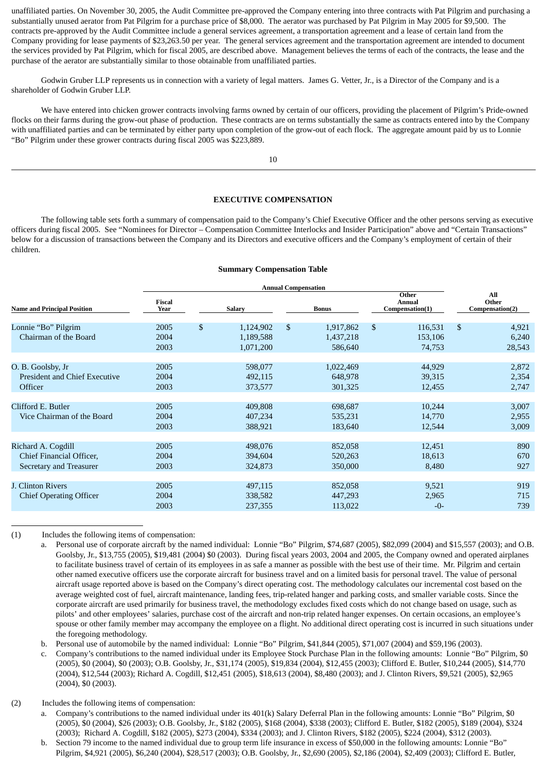unaffiliated parties. On November 30, 2005, the Audit Committee pre-approved the Company entering into three contracts with Pat Pilgrim and purchasing a substantially unused aerator from Pat Pilgrim for a purchase price of $8,000. The aerator was purchased by Pat Pilgrim in May 2005 for $9,500. The contracts pre-approved by the Audit Committee include a general services agreement, a transportation agreement and a lease of certain land from the Company providing for lease payments of $23,263.50 per year. The general services agreement and the transportation agreement are intended to document the services provided by Pat Pilgrim, which for fiscal 2005, are described above. Management believes the terms of each of the contracts, the lease and the purchase of the aerator are substantially similar to those obtainable from unaffiliated parties.

Godwin Gruber LLP represents us in connection with a variety of legal matters. James G. Vetter, Jr., is a Director of the Company and is a shareholder of Godwin Gruber LLP.

We have entered into chicken grower contracts involving farms owned by certain of our officers, providing the placement of Pilgrim's Pride-owned flocks on their farms during the grow-out phase of production. These contracts are on terms substantially the same as contracts entered into by the Company with unaffiliated parties and can be terminated by either party upon completion of the grow-out of each flock. The aggregate amount paid by us to Lonnie "Bo" Pilgrim under these grower contracts during fiscal 2005 was $223,889.

## EXECUTIVE COMPENSATION

The following table sets forth a summary of compensation paid to the Company's Chief Executive Officer and the other persons serving as executive officers during fiscal 2005. See "Nominees for Director – Compensation Committee Interlocks and Insider Participation" above and "Certain Transactions" below for a discussion of transactions between the Company and its Directors and executive officers and the Company's employment of certain of their children.

**Summary Compensation Table**

| | | Annual Compensation | | | |
|---|---|---|---|---|---|
| Name and Principal Position | Fiscal Year | Salary | Bonus | Other Annual Compensation(1) | All Other Compensation(2) |
| Lonnie "Bo" Pilgrim | 2005 | $ 1,124,902 | $ 1,917,862 | $ 116,531 | $ 4,921 |
| Chairman of the Board | 2004 | 1,189,588 | 1,437,218 | 153,106 | 6,240 |
| | 2003 | 1,071,200 | 586,640 | 74,753 | 28,543 |
| O. B. Goolsby, Jr | 2005 | 598,077 | 1,022,469 | 44,929 | 2,872 |
| President and Chief Executive | 2004 | 492,115 | 648,978 | 39,315 | 2,354 |
| Officer | 2003 | 373,577 | 301,325 | 12,455 | 2,747 |
| Clifford E. Butler | 2005 | 409,808 | 698,687 | 10,244 | 3,007 |
| Vice Chairman of the Board | 2004 | 407,234 | 535,231 | 14,770 | 2,955 |
| | 2003 | 388,921 | 183,640 | 12,544 | 3,009 |
| Richard A. Cogdill | 2005 | 498,076 | 852,058 | 12,451 | 890 |
| Chief Financial Officer, | 2004 | 394,604 | 520,263 | 18,613 | 670 |
| Secretary and Treasurer | 2003 | 324,873 | 350,000 | 8,480 | 927 |
| J. Clinton Rivers | 2005 | 497,115 | 852,058 | 9,521 | 919 |
| Chief Operating Officer | 2004 | 338,582 | 447,293 | 2,965 | 715 |
| | 2003 | 237,355 | 113,022 | -0- | 739 |

(1) Includes the following items of compensation:

a. Personal use of corporate aircraft by the named individual: Lonnie "Bo" Pilgrim, $74,687 (2005), $82,099 (2004) and $15,557 (2003); and O.B. Goolsby, Jr., $13,755 (2005), $19,481 (2004) $0 (2003). During fiscal years 2003, 2004 and 2005, the Company owned and operated airplanes to facilitate business travel of certain of its employees in as safe a manner as possible with the best use of their time. Mr. Pilgrim and certain other named executive officers use the corporate aircraft for business travel and on a limited basis for personal travel. The value of personal aircraft usage reported above is based on the Company's direct operating cost. The methodology calculates our incremental cost based on the average weighted cost of fuel, aircraft maintenance, landing fees, trip-related hanger and parking costs, and smaller variable costs. Since the corporate aircraft are used primarily for business travel, the methodology excludes fixed costs which do not change based on usage, such as pilots' and other employees' salaries, purchase cost of the aircraft and non-trip related hanger expenses. On certain occasions, an employee's spouse or other family member may accompany the employee on a flight. No additional direct operating cost is incurred in such situations under the foregoing methodology.

b. Personal use of automobile by the named individual: Lonnie "Bo" Pilgrim, $41,844 (2005), $71,007 (2004) and $59,196 (2003).

c. Company's contributions to the named individual under its Employee Stock Purchase Plan in the following amounts: Lonnie "Bo" Pilgrim, $0 (2005), $0 (2004), $0 (2003); O.B. Goolsby, Jr., $31,174 (2005), $19,834 (2004), $12,455 (2003); Clifford E. Butler, $10,244 (2005), $14,770 (2004), $12,544 (2003); Richard A. Cogdill, $12,451 (2005), $18,613 (2004), $8,480 (2003); and J. Clinton Rivers, $9,521 (2005), $2,965 (2004), $0 (2003).

(2) Includes the following items of compensation:

a. Company's contributions to the named individual under its 401(k) Salary Deferral Plan in the following amounts: Lonnie "Bo" Pilgrim, $0 (2005), $0 (2004), $26 (2003); O.B. Goolsby, Jr., $182 (2005), $168 (2004), $338 (2003); Clifford E. Butler, $182 (2005), $189 (2004), $324 (2003); Richard A. Cogdill, $182 (2005), $273 (2004), $334 (2003); and J. Clinton Rivers, $182 (2005), $224 (2004), $312 (2003).

b. Section 79 income to the named individual due to group term life insurance in excess of $50,000 in the following amounts: Lonnie "Bo" Pilgrim, $4,921 (2005), $6,240 (2004), $28,517 (2003); O.B. Goolsby, Jr., $2,690 (2005), $2,186 (2004), $2,409 (2003); Clifford E. Butler,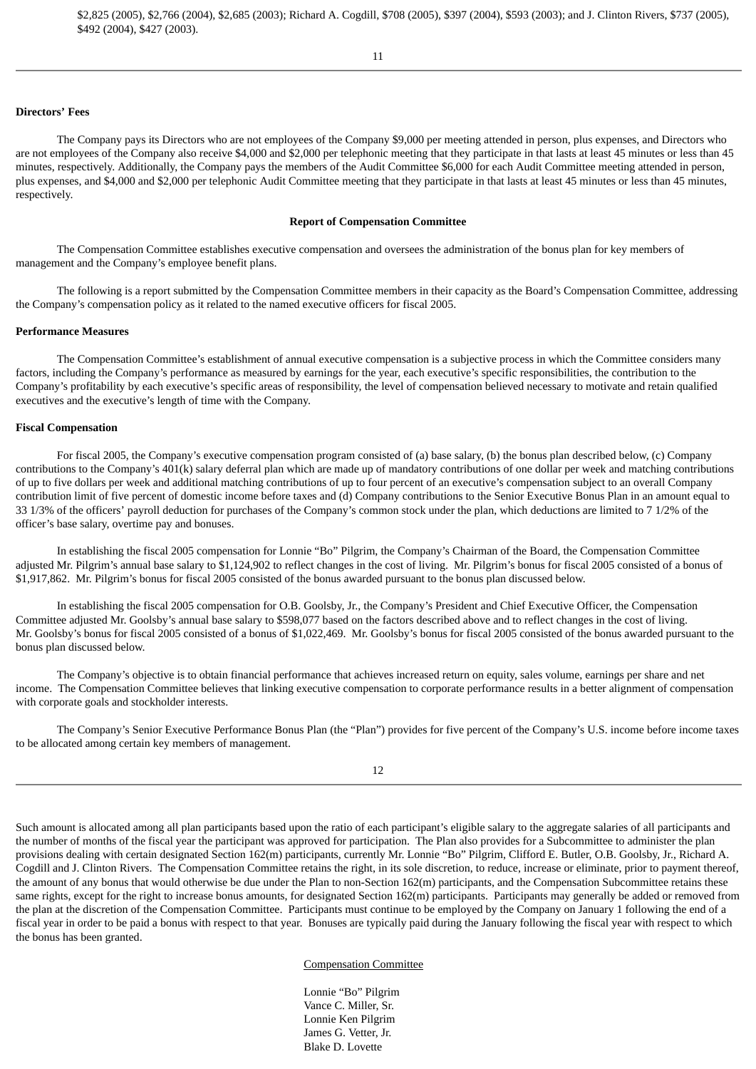$2,825 (2005), $2,766 (2004), $2,685 (2003); Richard A. Cogdill, $708 (2005), $397 (2004), $593 (2003); and J. Clinton Rivers, $737 (2005), $492 (2004), $427 (2003).

**Directors' Fees**

The Company pays its Directors who are not employees of the Company $9,000 per meeting attended in person, plus expenses, and Directors who are not employees of the Company also receive $4,000 and $2,000 per telephonic meeting that they participate in that lasts at least 45 minutes or less than 45 minutes, respectively. Additionally, the Company pays the members of the Audit Committee $6,000 for each Audit Committee meeting attended in person, plus expenses, and $4,000 and $2,000 per telephonic Audit Committee meeting that they participate in that lasts at least 45 minutes or less than 45 minutes, respectively.

**Report of Compensation Committee**

The Compensation Committee establishes executive compensation and oversees the administration of the bonus plan for key members of management and the Company's employee benefit plans.

The following is a report submitted by the Compensation Committee members in their capacity as the Board's Compensation Committee, addressing the Company's compensation policy as it related to the named executive officers for fiscal 2005.

**Performance Measures**

The Compensation Committee's establishment of annual executive compensation is a subjective process in which the Committee considers many factors, including the Company's performance as measured by earnings for the year, each executive's specific responsibilities, the contribution to the Company's profitability by each executive's specific areas of responsibility, the level of compensation believed necessary to motivate and retain qualified executives and the executive's length of time with the Company.

**Fiscal Compensation**

For fiscal 2005, the Company's executive compensation program consisted of (a) base salary, (b) the bonus plan described below, (c) Company contributions to the Company's 401(k) salary deferral plan which are made up of mandatory contributions of one dollar per week and matching contributions of up to five dollars per week and additional matching contributions of up to four percent of an executive's compensation subject to an overall Company contribution limit of five percent of domestic income before taxes and (d) Company contributions to the Senior Executive Bonus Plan in an amount equal to 33 1/3% of the officers' payroll deduction for purchases of the Company's common stock under the plan, which deductions are limited to 7 1/2% of the officer's base salary, overtime pay and bonuses.

In establishing the fiscal 2005 compensation for Lonnie "Bo" Pilgrim, the Company's Chairman of the Board, the Compensation Committee adjusted Mr. Pilgrim's annual base salary to $1,124,902 to reflect changes in the cost of living. Mr. Pilgrim's bonus for fiscal 2005 consisted of a bonus of $1,917,862. Mr. Pilgrim's bonus for fiscal 2005 consisted of the bonus awarded pursuant to the bonus plan discussed below.

In establishing the fiscal 2005 compensation for O.B. Goolsby, Jr., the Company's President and Chief Executive Officer, the Compensation Committee adjusted Mr. Goolsby's annual base salary to $598,077 based on the factors described above and to reflect changes in the cost of living. Mr. Goolsby's bonus for fiscal 2005 consisted of a bonus of $1,022,469. Mr. Goolsby's bonus for fiscal 2005 consisted of the bonus awarded pursuant to the bonus plan discussed below.

The Company's objective is to obtain financial performance that achieves increased return on equity, sales volume, earnings per share and net income. The Compensation Committee believes that linking executive compensation to corporate performance results in a better alignment of compensation with corporate goals and stockholder interests.

The Company's Senior Executive Performance Bonus Plan (the "Plan") provides for five percent of the Company's U.S. income before income taxes to be allocated among certain key members of management. Such amount is allocated among all plan participants based upon the ratio of each participant's eligible salary to the aggregate salaries of all participants and the number of months of the fiscal year the participant was approved for participation. The Plan also provides for a Subcommittee to administer the plan provisions dealing with certain designated Section 162(m) participants, currently Mr. Lonnie "Bo" Pilgrim, Clifford E. Butler, O.B. Goolsby, Jr., Richard A. Cogdill and J. Clinton Rivers. The Compensation Committee retains the right, in its sole discretion, to reduce, increase or eliminate, prior to payment thereof, the amount of any bonus that would otherwise be due under the Plan to non-Section 162(m) participants, and the Compensation Subcommittee retains these same rights, except for the right to increase bonus amounts, for designated Section 162(m) participants. Participants may generally be added or removed from the plan at the discretion of the Compensation Committee. Participants must continue to be employed by the Company on January 1 following the end of a fiscal year in order to be paid a bonus with respect to that year. Bonuses are typically paid during the January following the fiscal year with respect to which the bonus has been granted.

Compensation Committee

Lonnie "Bo" Pilgrim
Vance C. Miller, Sr.
Lonnie Ken Pilgrim
James G. Vetter, Jr.
Blake D. Lovette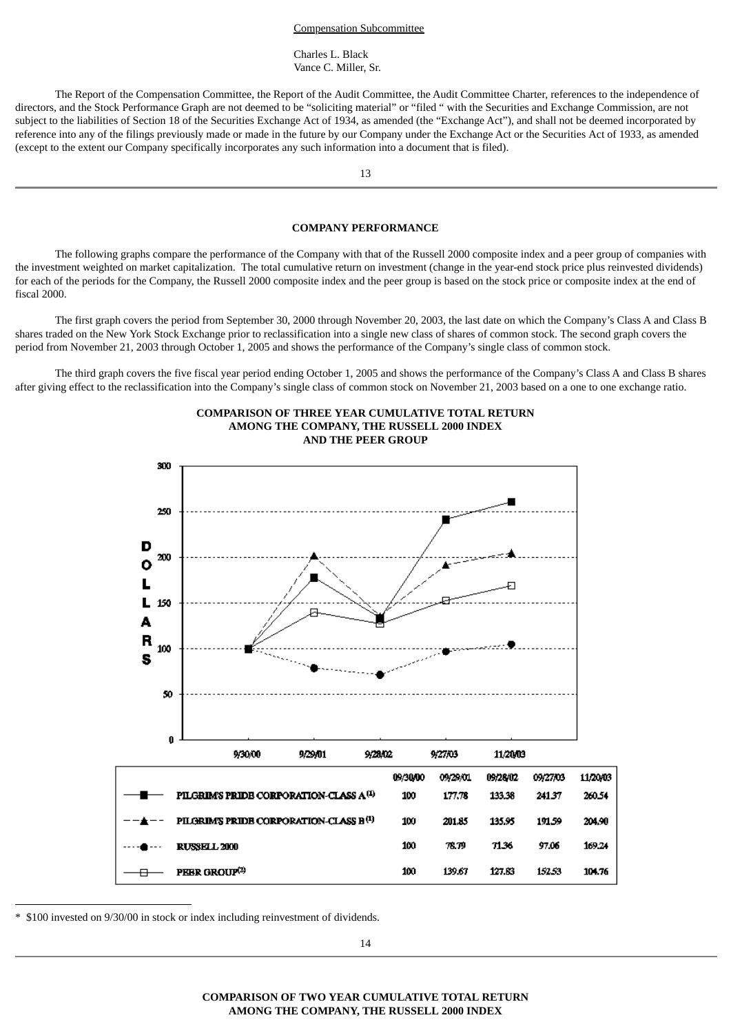Compensation Subcommittee

Charles L. Black
Vance C. Miller, Sr.

The Report of the Compensation Committee, the Report of the Audit Committee, the Audit Committee Charter, references to the independence of directors, and the Stock Performance Graph are not deemed to be "soliciting material" or "filed " with the Securities and Exchange Commission, are not subject to the liabilities of Section 18 of the Securities Exchange Act of 1934, as amended (the "Exchange Act"), and shall not be deemed incorporated by reference into any of the filings previously made or made in the future by our Company under the Exchange Act or the Securities Act of 1933, as amended (except to the extent our Company specifically incorporates any such information into a document that is filed).

## COMPANY PERFORMANCE

The following graphs compare the performance of the Company with that of the Russell 2000 composite index and a peer group of companies with the investment weighted on market capitalization. The total cumulative return on investment (change in the year-end stock price plus reinvested dividends) for each of the periods for the Company, the Russell 2000 composite index and the peer group is based on the stock price or composite index at the end of fiscal 2000.

The first graph covers the period from September 30, 2000 through November 20, 2003, the last date on which the Company's Class A and Class B shares traded on the New York Stock Exchange prior to reclassification into a single new class of shares of common stock. The second graph covers the period from November 21, 2003 through October 1, 2005 and shows the performance of the Company's single class of common stock.

The third graph covers the five fiscal year period ending October 1, 2005 and shows the performance of the Company's Class A and Class B shares after giving effect to the reclassification into the Company's single class of common stock on November 21, 2003 based on a one to one exchange ratio.

### COMPARISON OF THREE YEAR CUMULATIVE TOTAL RETURN AMONG THE COMPANY, THE RUSSELL 2000 INDEX AND THE PEER GROUP

| | 09/30/00 | 09/29/01 | 09/28/02 | 09/27/03 | 11/20/03 |
|---|---|---|---|---|---|
| PILGRIM'S PRIDE CORPORATION-CLASS A[(1)] | 100 | 177.78 | 133.38 | 241.37 | 260.54 |
| PILGRIM'S PRIDE CORPORATION-CLASS B[(1)] | 100 | 201.85 | 135.95 | 191.59 | 204.90 |
| RUSSELL 2000 | 100 | 78.79 | 71.36 | 97.06 | 169.24 |
| PEER GROUP[(2)] | 100 | 139.67 | 127.83 | 152.53 | 104.76 |

* $100 invested on 9/30/00 in stock or index including reinvestment of dividends.

### COMPARISON OF TWO YEAR CUMULATIVE TOTAL RETURN AMONG THE COMPANY, THE RUSSELL 2000 INDEX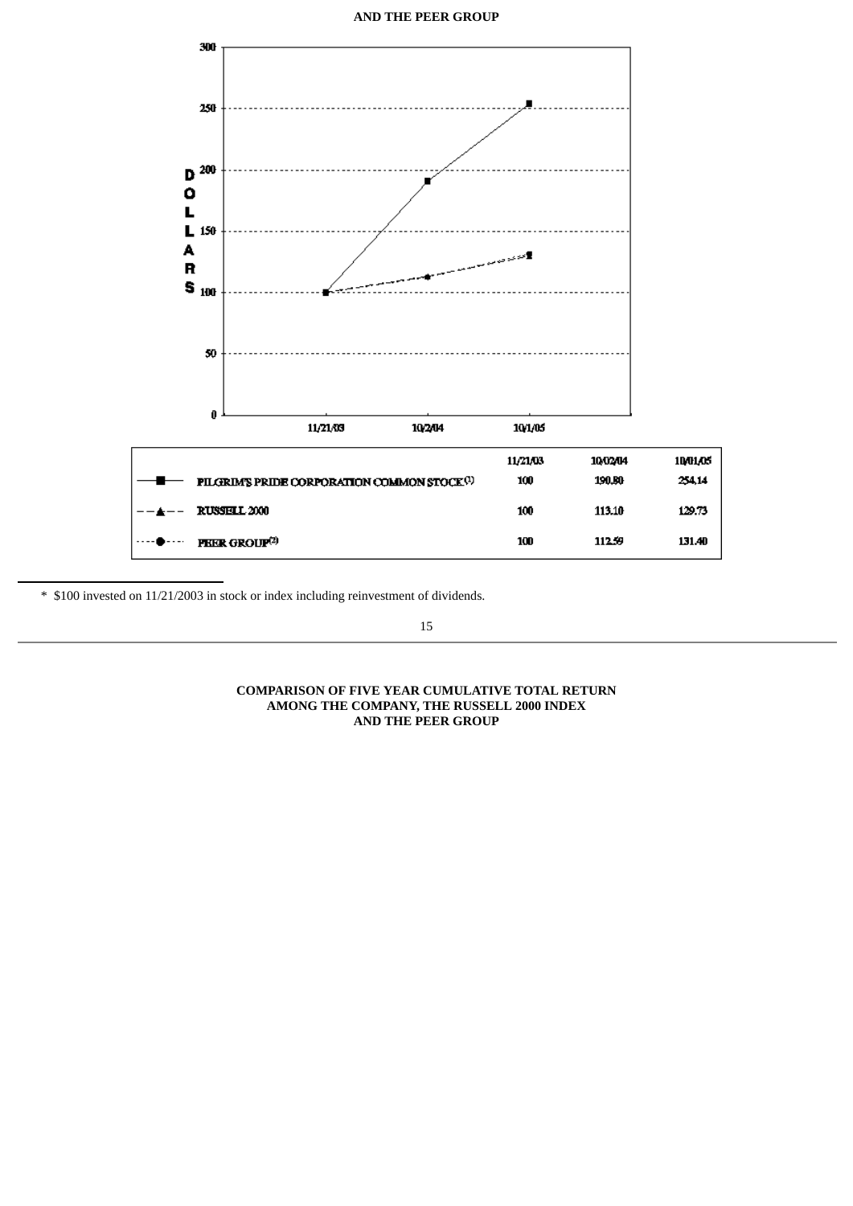**AND THE PEER GROUP**

| | 11/21/03 | 10/02/04 | 10/01/05 |
|---|---|---|---|
| PILGRIM'S PRIDE CORPORATION COMMON STOCK[1] | 100 | 190.80 | 254.14 |
| RUSSELL 2000 | 100 | 113.10 | 129.73 |
| PEER GROUP[2] | 100 | 112.59 | 131.40 |

* $100 invested on 11/21/2003 in stock or index including reinvestment of dividends.

**COMPARISON OF FIVE YEAR CUMULATIVE TOTAL RETURN AMONG THE COMPANY, THE RUSSELL 2000 INDEX AND THE PEER GROUP**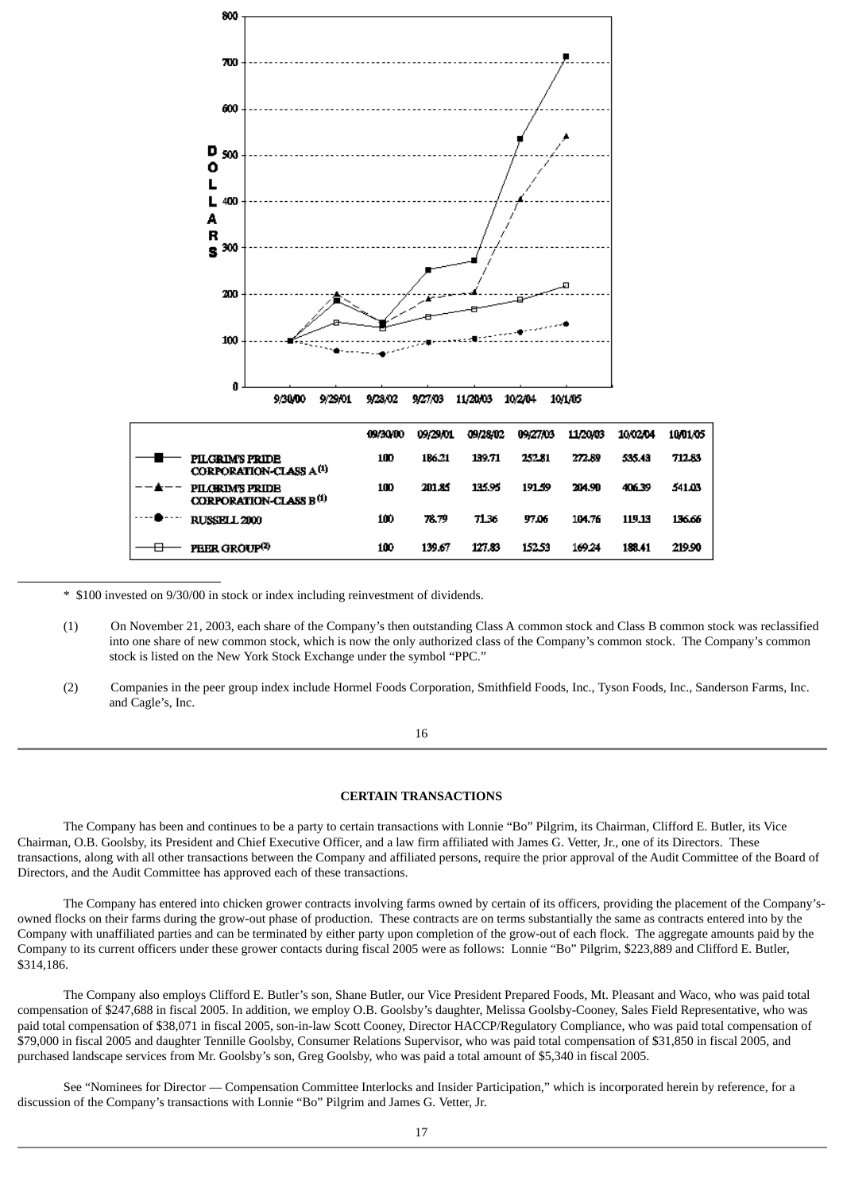| | 09/30/00 | 09/29/01 | 09/28/02 | 09/27/03 | 11/20/03 | 10/02/04 | 10/01/05 |
|---|---|---|---|---|---|---|---|
| PILGRIM'S PRIDE CORPORATION-CLASS A [1] | 100 | 186.21 | 139.71 | 252.81 | 272.89 | 535.43 | 712.83 |
| PILGRIM'S PRIDE CORPORATION-CLASS B [1] | 100 | 201.85 | 135.95 | 191.59 | 204.90 | 406.39 | 541.03 |
| RUSSELL 2000 | 100 | 78.79 | 71.36 | 97.06 | 104.76 | 119.13 | 136.66 |
| PEER GROUP [2] | 100 | 139.67 | 127.83 | 152.53 | 169.24 | 188.41 | 219.90 |

\* $100 invested on 9/30/00 in stock or index including reinvestment of dividends.

(1) On November 21, 2003, each share of the Company's then outstanding Class A common stock and Class B common stock was reclassified into one share of new common stock, which is now the only authorized class of the Company's common stock. The Company's common stock is listed on the New York Stock Exchange under the symbol "PPC."

(2) Companies in the peer group index include Hormel Foods Corporation, Smithfield Foods, Inc., Tyson Foods, Inc., Sanderson Farms, Inc. and Cagle's, Inc.

## CERTAIN TRANSACTIONS

The Company has been and continues to be a party to certain transactions with Lonnie "Bo" Pilgrim, its Chairman, Clifford E. Butler, its Vice Chairman, O.B. Goolsby, its President and Chief Executive Officer, and a law firm affiliated with James G. Vetter, Jr., one of its Directors. These transactions, along with all other transactions between the Company and affiliated persons, require the prior approval of the Audit Committee of the Board of Directors, and the Audit Committee has approved each of these transactions.

The Company has entered into chicken grower contracts involving farms owned by certain of its officers, providing the placement of the Company's-owned flocks on their farms during the grow-out phase of production. These contracts are on terms substantially the same as contracts entered into by the Company with unaffiliated parties and can be terminated by either party upon completion of the grow-out of each flock. The aggregate amounts paid by the Company to its current officers under these grower contacts during fiscal 2005 were as follows: Lonnie "Bo" Pilgrim, $223,889 and Clifford E. Butler, $314,186.

The Company also employs Clifford E. Butler's son, Shane Butler, our Vice President Prepared Foods, Mt. Pleasant and Waco, who was paid total compensation of $247,688 in fiscal 2005. In addition, we employ O.B. Goolsby's daughter, Melissa Goolsby-Cooney, Sales Field Representative, who was paid total compensation of $38,071 in fiscal 2005, son-in-law Scott Cooney, Director HACCP/Regulatory Compliance, who was paid total compensation of $79,000 in fiscal 2005 and daughter Tennille Goolsby, Consumer Relations Supervisor, who was paid total compensation of $31,850 in fiscal 2005, and purchased landscape services from Mr. Goolsby's son, Greg Goolsby, who was paid a total amount of $5,340 in fiscal 2005.

See "Nominees for Director — Compensation Committee Interlocks and Insider Participation," which is incorporated herein by reference, for a discussion of the Company's transactions with Lonnie "Bo" Pilgrim and James G. Vetter, Jr.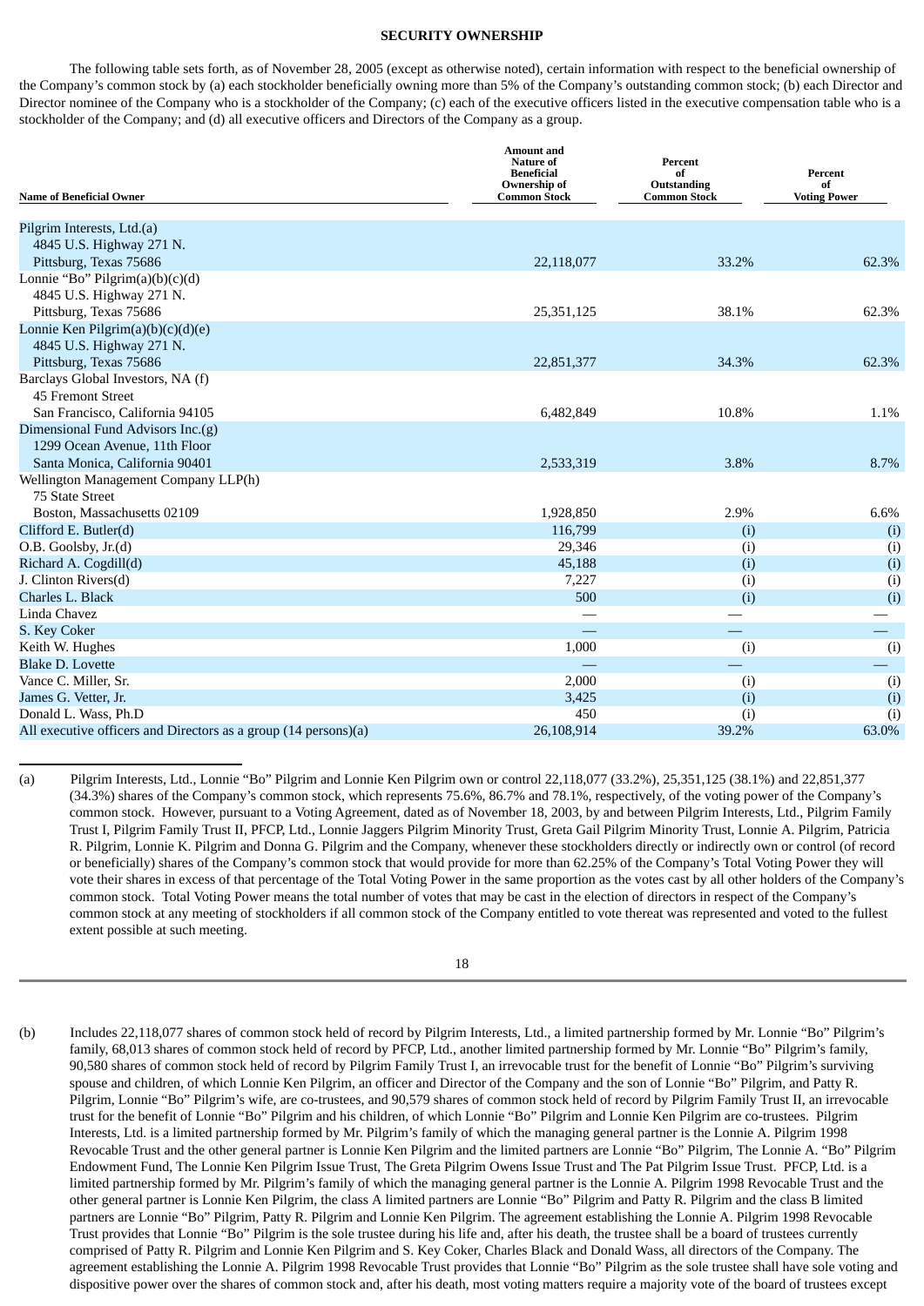## SECURITY OWNERSHIP

The following table sets forth, as of November 28, 2005 (except as otherwise noted), certain information with respect to the beneficial ownership of the Company's common stock by (a) each stockholder beneficially owning more than 5% of the Company's outstanding common stock; (b) each Director and Director nominee of the Company who is a stockholder of the Company; (c) each of the executive officers listed in the executive compensation table who is a stockholder of the Company; and (d) all executive officers and Directors of the Company as a group.

| Name of Beneficial Owner | Amount and Nature of Beneficial Ownership of Common Stock | Percent of Outstanding Common Stock | Percent of Voting Power |
|---|---|---|---|
| Pilgrim Interests, Ltd.(a) 4845 U.S. Highway 271 N. Pittsburg, Texas 75686 | 22,118,077 | 33.2% | 62.3% |
| Lonnie "Bo" Pilgrim(a)(b)(c)(d) 4845 U.S. Highway 271 N. Pittsburg, Texas 75686 | 25,351,125 | 38.1% | 62.3% |
| Lonnie Ken Pilgrim(a)(b)(c)(d)(e) 4845 U.S. Highway 271 N. Pittsburg, Texas 75686 | 22,851,377 | 34.3% | 62.3% |
| Barclays Global Investors, NA (f) 45 Fremont Street San Francisco, California 94105 | 6,482,849 | 10.8% | 1.1% |
| Dimensional Fund Advisors Inc.(g) 1299 Ocean Avenue, 11th Floor Santa Monica, California 90401 | 2,533,319 | 3.8% | 8.7% |
| Wellington Management Company LLP(h) 75 State Street Boston, Massachusetts 02109 | 1,928,850 | 2.9% | 6.6% |
| Clifford E. Butler(d) | 116,799 | (i) | (i) |
| O.B. Goolsby, Jr.(d) | 29,346 | (i) | (i) |
| Richard A. Cogdill(d) | 45,188 | (i) | (i) |
| J. Clinton Rivers(d) | 7,227 | (i) | (i) |
| Charles L. Black | 500 | (i) | (i) |
| Linda Chavez | — | — | — |
| S. Key Coker | — | — | — |
| Keith W. Hughes | 1,000 | (i) | (i) |
| Blake D. Lovette | — | — | — |
| Vance C. Miller, Sr. | 2,000 | (i) | (i) |
| James G. Vetter, Jr. | 3,425 | (i) | (i) |
| Donald L. Wass, Ph.D | 450 | (i) | (i) |
| All executive officers and Directors as a group (14 persons)(a) | 26,108,914 | 39.2% | 63.0% |

(a) Pilgrim Interests, Ltd., Lonnie "Bo" Pilgrim and Lonnie Ken Pilgrim own or control 22,118,077 (33.2%), 25,351,125 (38.1%) and 22,851,377 (34.3%) shares of the Company's common stock, which represents 75.6%, 86.7% and 78.1%, respectively, of the voting power of the Company's common stock. However, pursuant to a Voting Agreement, dated as of November 18, 2003, by and between Pilgrim Interests, Ltd., Pilgrim Family Trust I, Pilgrim Family Trust II, PFCP, Ltd., Lonnie Jaggers Pilgrim Minority Trust, Greta Gail Pilgrim Minority Trust, Lonnie A. Pilgrim, Patricia R. Pilgrim, Lonnie K. Pilgrim and Donna G. Pilgrim and the Company, whenever these stockholders directly or indirectly own or control (of record or beneficially) shares of the Company's common stock that would provide for more than 62.25% of the Company's Total Voting Power they will vote their shares in excess of that percentage of the Total Voting Power in the same proportion as the votes cast by all other holders of the Company's common stock. Total Voting Power means the total number of votes that may be cast in the election of directors in respect of the Company's common stock at any meeting of stockholders if all common stock of the Company entitled to vote thereat was represented and voted to the fullest extent possible at such meeting.

(b) Includes 22,118,077 shares of common stock held of record by Pilgrim Interests, Ltd., a limited partnership formed by Mr. Lonnie "Bo" Pilgrim's family, 68,013 shares of common stock held of record by PFCP, Ltd., another limited partnership formed by Mr. Lonnie "Bo" Pilgrim's family, 90,580 shares of common stock held of record by Pilgrim Family Trust I, an irrevocable trust for the benefit of Lonnie "Bo" Pilgrim's surviving spouse and children, of which Lonnie Ken Pilgrim, an officer and Director of the Company and the son of Lonnie "Bo" Pilgrim, and Patty R. Pilgrim, Lonnie "Bo" Pilgrim's wife, are co-trustees, and 90,579 shares of common stock held of record by Pilgrim Family Trust II, an irrevocable trust for the benefit of Lonnie "Bo" Pilgrim and his children, of which Lonnie "Bo" Pilgrim and Lonnie Ken Pilgrim are co-trustees. Pilgrim Interests, Ltd. is a limited partnership formed by Mr. Pilgrim's family of which the managing general partner is the Lonnie A. Pilgrim 1998 Revocable Trust and the other general partner is Lonnie Ken Pilgrim and the limited partners are Lonnie "Bo" Pilgrim, The Lonnie A. "Bo" Pilgrim Endowment Fund, The Lonnie Ken Pilgrim Issue Trust, The Greta Pilgrim Owens Issue Trust and The Pat Pilgrim Issue Trust. PFCP, Ltd. is a limited partnership formed by Mr. Pilgrim's family of which the managing general partner is the Lonnie A. Pilgrim 1998 Revocable Trust and the other general partner is Lonnie Ken Pilgrim, the class A limited partners are Lonnie "Bo" Pilgrim and Patty R. Pilgrim and the class B limited partners are Lonnie "Bo" Pilgrim, Patty R. Pilgrim and Lonnie Ken Pilgrim. The agreement establishing the Lonnie A. Pilgrim 1998 Revocable Trust provides that Lonnie "Bo" Pilgrim is the sole trustee during his life and, after his death, the trustee shall be a board of trustees currently comprised of Patty R. Pilgrim and Lonnie Ken Pilgrim and S. Key Coker, Charles Black and Donald Wass, all directors of the Company. The agreement establishing the Lonnie A. Pilgrim 1998 Revocable Trust provides that Lonnie "Bo" Pilgrim as the sole trustee shall have sole voting and dispositive power over the shares of common stock and, after his death, most voting matters require a majority vote of the board of trustees except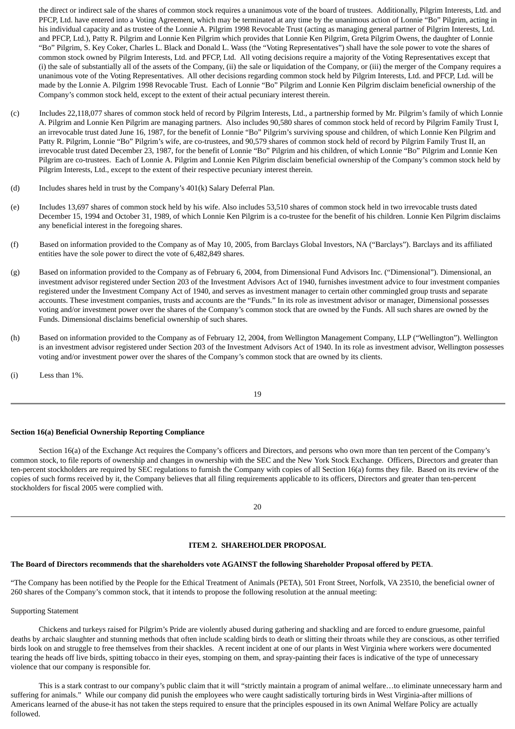the direct or indirect sale of the shares of common stock requires a unanimous vote of the board of trustees. Additionally, Pilgrim Interests, Ltd. and PFCP, Ltd. have entered into a Voting Agreement, which may be terminated at any time by the unanimous action of Lonnie "Bo" Pilgrim, acting in his individual capacity and as trustee of the Lonnie A. Pilgrim 1998 Revocable Trust (acting as managing general partner of Pilgrim Interests, Ltd. and PFCP, Ltd.), Patty R. Pilgrim and Lonnie Ken Pilgrim which provides that Lonnie Ken Pilgrim, Greta Pilgrim Owens, the daughter of Lonnie "Bo" Pilgrim, S. Key Coker, Charles L. Black and Donald L. Wass (the "Voting Representatives") shall have the sole power to vote the shares of common stock owned by Pilgrim Interests, Ltd. and PFCP, Ltd. All voting decisions require a majority of the Voting Representatives except that (i) the sale of substantially all of the assets of the Company, (ii) the sale or liquidation of the Company, or (iii) the merger of the Company requires a unanimous vote of the Voting Representatives. All other decisions regarding common stock held by Pilgrim Interests, Ltd. and PFCP, Ltd. will be made by the Lonnie A. Pilgrim 1998 Revocable Trust. Each of Lonnie "Bo" Pilgrim and Lonnie Ken Pilgrim disclaim beneficial ownership of the Company's common stock held, except to the extent of their actual pecuniary interest therein.

(c) Includes 22,118,077 shares of common stock held of record by Pilgrim Interests, Ltd., a partnership formed by Mr. Pilgrim's family of which Lonnie A. Pilgrim and Lonnie Ken Pilgrim are managing partners. Also includes 90,580 shares of common stock held of record by Pilgrim Family Trust I, an irrevocable trust dated June 16, 1987, for the benefit of Lonnie "Bo" Pilgrim's surviving spouse and children, of which Lonnie Ken Pilgrim and Patty R. Pilgrim, Lonnie "Bo" Pilgrim's wife, are co-trustees, and 90,579 shares of common stock held of record by Pilgrim Family Trust II, an irrevocable trust dated December 23, 1987, for the benefit of Lonnie "Bo" Pilgrim and his children, of which Lonnie "Bo" Pilgrim and Lonnie Ken Pilgrim are co-trustees. Each of Lonnie A. Pilgrim and Lonnie Ken Pilgrim disclaim beneficial ownership of the Company's common stock held by Pilgrim Interests, Ltd., except to the extent of their respective pecuniary interest therein.

(d) Includes shares held in trust by the Company's 401(k) Salary Deferral Plan.

(e) Includes 13,697 shares of common stock held by his wife. Also includes 53,510 shares of common stock held in two irrevocable trusts dated December 15, 1994 and October 31, 1989, of which Lonnie Ken Pilgrim is a co-trustee for the benefit of his children. Lonnie Ken Pilgrim disclaims any beneficial interest in the foregoing shares.

(f) Based on information provided to the Company as of May 10, 2005, from Barclays Global Investors, NA ("Barclays"). Barclays and its affiliated entities have the sole power to direct the vote of 6,482,849 shares.

(g) Based on information provided to the Company as of February 6, 2004, from Dimensional Fund Advisors Inc. ("Dimensional"). Dimensional, an investment advisor registered under Section 203 of the Investment Advisors Act of 1940, furnishes investment advice to four investment companies registered under the Investment Company Act of 1940, and serves as investment manager to certain other commingled group trusts and separate accounts. These investment companies, trusts and accounts are the "Funds." In its role as investment advisor or manager, Dimensional possesses voting and/or investment power over the shares of the Company's common stock that are owned by the Funds. All such shares are owned by the Funds. Dimensional disclaims beneficial ownership of such shares.

(h) Based on information provided to the Company as of February 12, 2004, from Wellington Management Company, LLP ("Wellington"). Wellington is an investment advisor registered under Section 203 of the Investment Advisors Act of 1940. In its role as investment advisor, Wellington possesses voting and/or investment power over the shares of the Company's common stock that are owned by its clients.

(i) Less than 1%.

**Section 16(a) Beneficial Ownership Reporting Compliance**

Section 16(a) of the Exchange Act requires the Company's officers and Directors, and persons who own more than ten percent of the Company's common stock, to file reports of ownership and changes in ownership with the SEC and the New York Stock Exchange. Officers, Directors and greater than ten-percent stockholders are required by SEC regulations to furnish the Company with copies of all Section 16(a) forms they file. Based on its review of the copies of such forms received by it, the Company believes that all filing requirements applicable to its officers, Directors and greater than ten-percent stockholders for fiscal 2005 were complied with.

**ITEM 2. SHAREHOLDER PROPOSAL**

**The Board of Directors recommends that the shareholders vote AGAINST the following Shareholder Proposal offered by PETA**.

"The Company has been notified by the People for the Ethical Treatment of Animals (PETA), 501 Front Street, Norfolk, VA 23510, the beneficial owner of 260 shares of the Company's common stock, that it intends to propose the following resolution at the annual meeting:

Supporting Statement

Chickens and turkeys raised for Pilgrim's Pride are violently abused during gathering and shackling and are forced to endure gruesome, painful deaths by archaic slaughter and stunning methods that often include scalding birds to death or slitting their throats while they are conscious, as other terrified birds look on and struggle to free themselves from their shackles. A recent incident at one of our plants in West Virginia where workers were documented tearing the heads off live birds, spitting tobacco in their eyes, stomping on them, and spray-painting their faces is indicative of the type of unnecessary violence that our company is responsible for.

This is a stark contrast to our company's public claim that it will "strictly maintain a program of animal welfare…to eliminate unnecessary harm and suffering for animals." While our company did punish the employees who were caught sadistically torturing birds in West Virginia-after millions of Americans learned of the abuse-it has not taken the steps required to ensure that the principles espoused in its own Animal Welfare Policy are actually followed.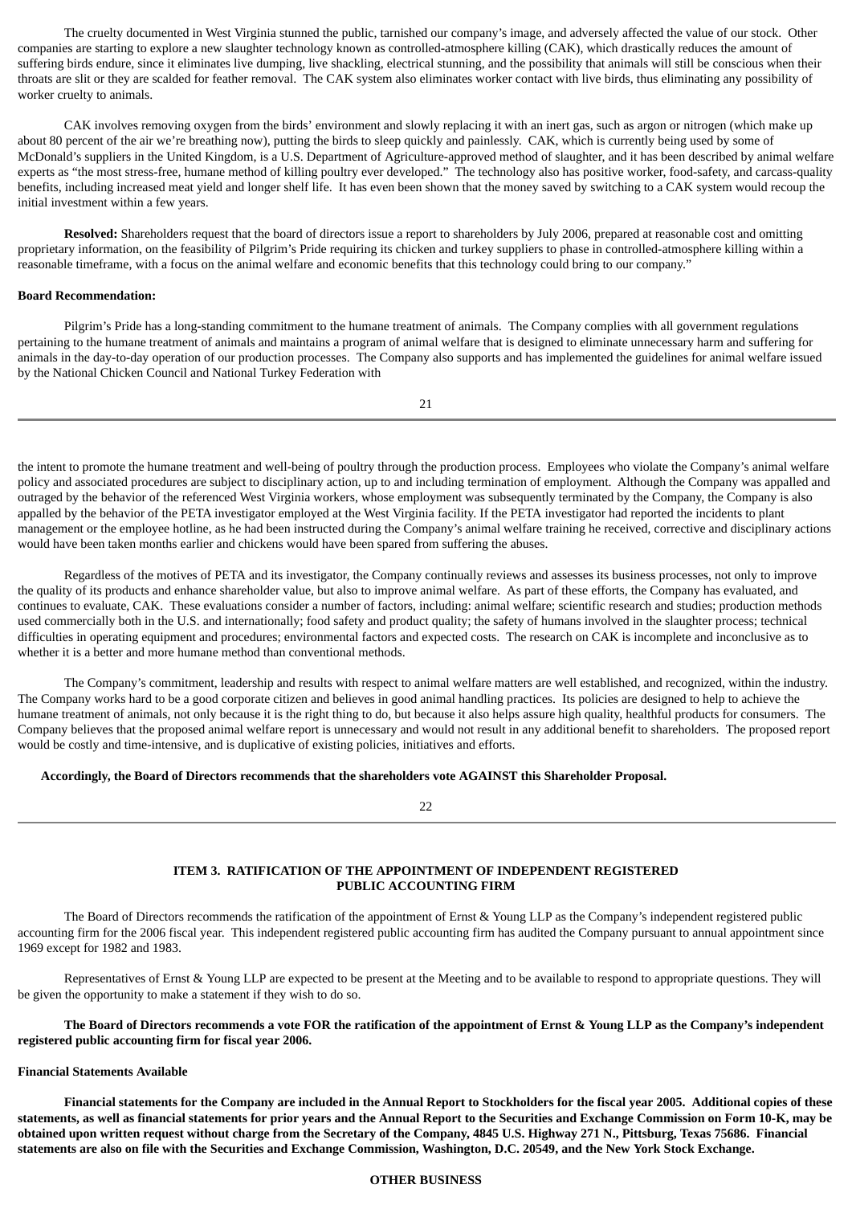The cruelty documented in West Virginia stunned the public, tarnished our company's image, and adversely affected the value of our stock. Other companies are starting to explore a new slaughter technology known as controlled-atmosphere killing (CAK), which drastically reduces the amount of suffering birds endure, since it eliminates live dumping, live shackling, electrical stunning, and the possibility that animals will still be conscious when their throats are slit or they are scalded for feather removal. The CAK system also eliminates worker contact with live birds, thus eliminating any possibility of worker cruelty to animals.

CAK involves removing oxygen from the birds' environment and slowly replacing it with an inert gas, such as argon or nitrogen (which make up about 80 percent of the air we're breathing now), putting the birds to sleep quickly and painlessly. CAK, which is currently being used by some of McDonald's suppliers in the United Kingdom, is a U.S. Department of Agriculture-approved method of slaughter, and it has been described by animal welfare experts as "the most stress-free, humane method of killing poultry ever developed." The technology also has positive worker, food-safety, and carcass-quality benefits, including increased meat yield and longer shelf life. It has even been shown that the money saved by switching to a CAK system would recoup the initial investment within a few years.

**Resolved:** Shareholders request that the board of directors issue a report to shareholders by July 2006, prepared at reasonable cost and omitting proprietary information, on the feasibility of Pilgrim's Pride requiring its chicken and turkey suppliers to phase in controlled-atmosphere killing within a reasonable timeframe, with a focus on the animal welfare and economic benefits that this technology could bring to our company."

**Board Recommendation:**

Pilgrim's Pride has a long-standing commitment to the humane treatment of animals. The Company complies with all government regulations pertaining to the humane treatment of animals and maintains a program of animal welfare that is designed to eliminate unnecessary harm and suffering for animals in the day-to-day operation of our production processes. The Company also supports and has implemented the guidelines for animal welfare issued by the National Chicken Council and National Turkey Federation with the intent to promote the humane treatment and well-being of poultry through the production process. Employees who violate the Company's animal welfare policy and associated procedures are subject to disciplinary action, up to and including termination of employment. Although the Company was appalled and outraged by the behavior of the referenced West Virginia workers, whose employment was subsequently terminated by the Company, the Company is also appalled by the behavior of the PETA investigator employed at the West Virginia facility. If the PETA investigator had reported the incidents to plant management or the employee hotline, as he had been instructed during the Company's animal welfare training he received, corrective and disciplinary actions would have been taken months earlier and chickens would have been spared from suffering the abuses.

Regardless of the motives of PETA and its investigator, the Company continually reviews and assesses its business processes, not only to improve the quality of its products and enhance shareholder value, but also to improve animal welfare. As part of these efforts, the Company has evaluated, and continues to evaluate, CAK. These evaluations consider a number of factors, including: animal welfare; scientific research and studies; production methods used commercially both in the U.S. and internationally; food safety and product quality; the safety of humans involved in the slaughter process; technical difficulties in operating equipment and procedures; environmental factors and expected costs. The research on CAK is incomplete and inconclusive as to whether it is a better and more humane method than conventional methods.

The Company's commitment, leadership and results with respect to animal welfare matters are well established, and recognized, within the industry. The Company works hard to be a good corporate citizen and believes in good animal handling practices. Its policies are designed to help to achieve the humane treatment of animals, not only because it is the right thing to do, but because it also helps assure high quality, healthful products for consumers. The Company believes that the proposed animal welfare report is unnecessary and would not result in any additional benefit to shareholders. The proposed report would be costly and time-intensive, and is duplicative of existing policies, initiatives and efforts.

**Accordingly, the Board of Directors recommends that the shareholders vote AGAINST this Shareholder Proposal.**

## ITEM 3. RATIFICATION OF THE APPOINTMENT OF INDEPENDENT REGISTERED PUBLIC ACCOUNTING FIRM

The Board of Directors recommends the ratification of the appointment of Ernst & Young LLP as the Company's independent registered public accounting firm for the 2006 fiscal year. This independent registered public accounting firm has audited the Company pursuant to annual appointment since 1969 except for 1982 and 1983.

Representatives of Ernst & Young LLP are expected to be present at the Meeting and to be available to respond to appropriate questions. They will be given the opportunity to make a statement if they wish to do so.

**The Board of Directors recommends a vote FOR the ratification of the appointment of Ernst & Young LLP as the Company's independent registered public accounting firm for fiscal year 2006.**

**Financial Statements Available**

**Financial statements for the Company are included in the Annual Report to Stockholders for the fiscal year 2005. Additional copies of these statements, as well as financial statements for prior years and the Annual Report to the Securities and Exchange Commission on Form 10-K, may be obtained upon written request without charge from the Secretary of the Company, 4845 U.S. Highway 271 N., Pittsburg, Texas 75686. Financial statements are also on file with the Securities and Exchange Commission, Washington, D.C. 20549, and the New York Stock Exchange.**

**OTHER BUSINESS**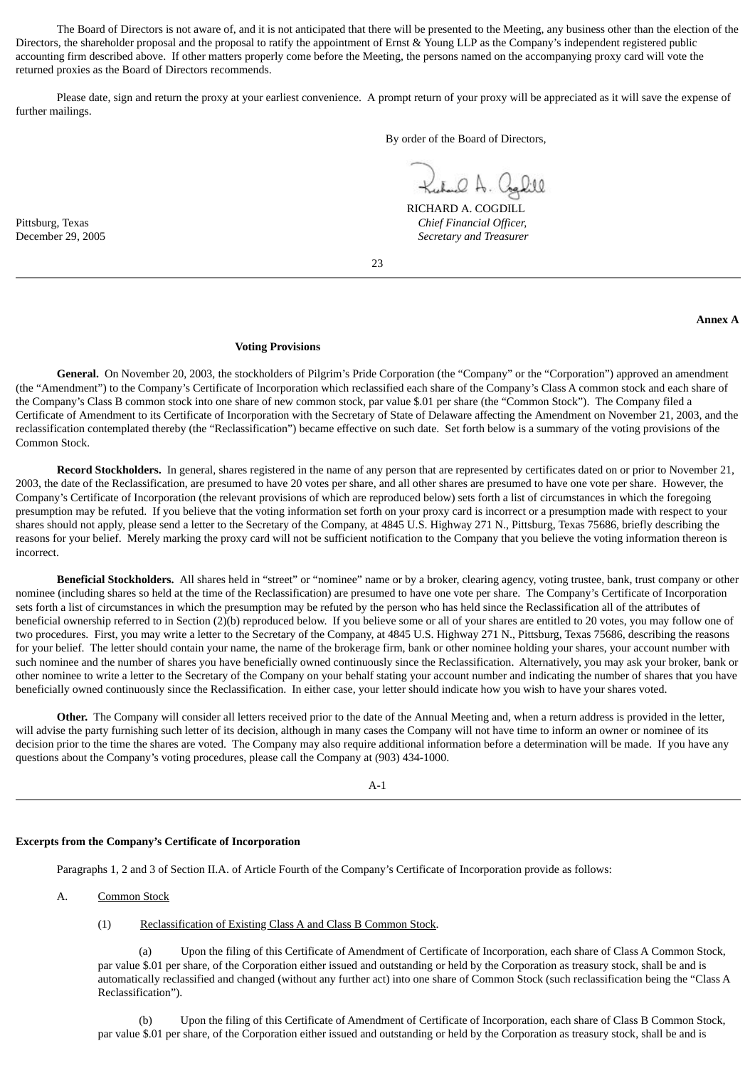The Board of Directors is not aware of, and it is not anticipated that there will be presented to the Meeting, any business other than the election of the Directors, the shareholder proposal and the proposal to ratify the appointment of Ernst & Young LLP as the Company's independent registered public accounting firm described above. If other matters properly come before the Meeting, the persons named on the accompanying proxy card will vote the returned proxies as the Board of Directors recommends.

Please date, sign and return the proxy at your earliest convenience. A prompt return of your proxy will be appreciated as it will save the expense of further mailings.

By order of the Board of Directors,

RICHARD A. COGDILL
*Chief Financial Officer,*
*Secretary and Treasurer*

Pittsburg, Texas
December 29, 2005

**Annex A**

**Voting Provisions**

**General.** On November 20, 2003, the stockholders of Pilgrim's Pride Corporation (the "Company" or the "Corporation") approved an amendment (the "Amendment") to the Company's Certificate of Incorporation which reclassified each share of the Company's Class A common stock and each share of the Company's Class B common stock into one share of new common stock, par value $.01 per share (the "Common Stock"). The Company filed a Certificate of Amendment to its Certificate of Incorporation with the Secretary of State of Delaware affecting the Amendment on November 21, 2003, and the reclassification contemplated thereby (the "Reclassification") became effective on such date. Set forth below is a summary of the voting provisions of the Common Stock.

**Record Stockholders.** In general, shares registered in the name of any person that are represented by certificates dated on or prior to November 21, 2003, the date of the Reclassification, are presumed to have 20 votes per share, and all other shares are presumed to have one vote per share. However, the Company's Certificate of Incorporation (the relevant provisions of which are reproduced below) sets forth a list of circumstances in which the foregoing presumption may be refuted. If you believe that the voting information set forth on your proxy card is incorrect or a presumption made with respect to your shares should not apply, please send a letter to the Secretary of the Company, at 4845 U.S. Highway 271 N., Pittsburg, Texas 75686, briefly describing the reasons for your belief. Merely marking the proxy card will not be sufficient notification to the Company that you believe the voting information thereon is incorrect.

**Beneficial Stockholders.** All shares held in "street" or "nominee" name or by a broker, clearing agency, voting trustee, bank, trust company or other nominee (including shares so held at the time of the Reclassification) are presumed to have one vote per share. The Company's Certificate of Incorporation sets forth a list of circumstances in which the presumption may be refuted by the person who has held since the Reclassification all of the attributes of beneficial ownership referred to in Section (2)(b) reproduced below. If you believe some or all of your shares are entitled to 20 votes, you may follow one of two procedures. First, you may write a letter to the Secretary of the Company, at 4845 U.S. Highway 271 N., Pittsburg, Texas 75686, describing the reasons for your belief. The letter should contain your name, the name of the brokerage firm, bank or other nominee holding your shares, your account number with such nominee and the number of shares you have beneficially owned continuously since the Reclassification. Alternatively, you may ask your broker, bank or other nominee to write a letter to the Secretary of the Company on your behalf stating your account number and indicating the number of shares that you have beneficially owned continuously since the Reclassification. In either case, your letter should indicate how you wish to have your shares voted.

**Other.** The Company will consider all letters received prior to the date of the Annual Meeting and, when a return address is provided in the letter, will advise the party furnishing such letter of its decision, although in many cases the Company will not have time to inform an owner or nominee of its decision prior to the time the shares are voted. The Company may also require additional information before a determination will be made. If you have any questions about the Company's voting procedures, please call the Company at (903) 434-1000.

**Excerpts from the Company's Certificate of Incorporation**

Paragraphs 1, 2 and 3 of Section II.A. of Article Fourth of the Company's Certificate of Incorporation provide as follows:

A. Common Stock

(1) Reclassification of Existing Class A and Class B Common Stock.

(a) Upon the filing of this Certificate of Amendment of Certificate of Incorporation, each share of Class A Common Stock, par value $.01 per share, of the Corporation either issued and outstanding or held by the Corporation as treasury stock, shall be and is automatically reclassified and changed (without any further act) into one share of Common Stock (such reclassification being the "Class A Reclassification").

(b) Upon the filing of this Certificate of Amendment of Certificate of Incorporation, each share of Class B Common Stock, par value $.01 per share, of the Corporation either issued and outstanding or held by the Corporation as treasury stock, shall be and is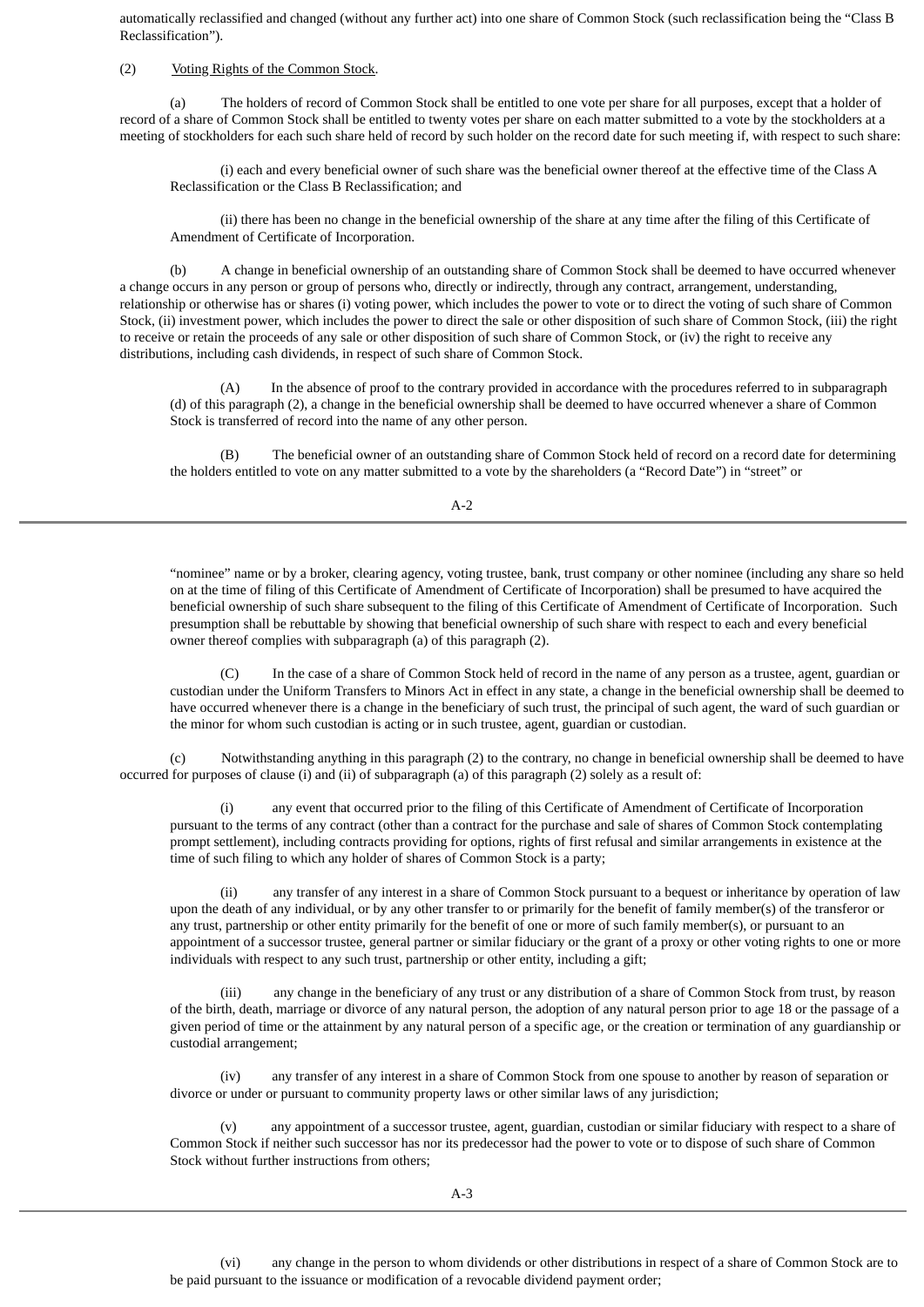automatically reclassified and changed (without any further act) into one share of Common Stock (such reclassification being the "Class B Reclassification").

(2) Voting Rights of the Common Stock.

(a) The holders of record of Common Stock shall be entitled to one vote per share for all purposes, except that a holder of record of a share of Common Stock shall be entitled to twenty votes per share on each matter submitted to a vote by the stockholders at a meeting of stockholders for each such share held of record by such holder on the record date for such meeting if, with respect to such share:

(i) each and every beneficial owner of such share was the beneficial owner thereof at the effective time of the Class A Reclassification or the Class B Reclassification; and

(ii) there has been no change in the beneficial ownership of the share at any time after the filing of this Certificate of Amendment of Certificate of Incorporation.

(b) A change in beneficial ownership of an outstanding share of Common Stock shall be deemed to have occurred whenever a change occurs in any person or group of persons who, directly or indirectly, through any contract, arrangement, understanding, relationship or otherwise has or shares (i) voting power, which includes the power to vote or to direct the voting of such share of Common Stock, (ii) investment power, which includes the power to direct the sale or other disposition of such share of Common Stock, (iii) the right to receive or retain the proceeds of any sale or other disposition of such share of Common Stock, or (iv) the right to receive any distributions, including cash dividends, in respect of such share of Common Stock.

(A) In the absence of proof to the contrary provided in accordance with the procedures referred to in subparagraph (d) of this paragraph (2), a change in the beneficial ownership shall be deemed to have occurred whenever a share of Common Stock is transferred of record into the name of any other person.

(B) The beneficial owner of an outstanding share of Common Stock held of record on a record date for determining the holders entitled to vote on any matter submitted to a vote by the shareholders (a "Record Date") in "street" or "nominee" name or by a broker, clearing agency, voting trustee, bank, trust company or other nominee (including any share so held on at the time of filing of this Certificate of Amendment of Certificate of Incorporation) shall be presumed to have acquired the beneficial ownership of such share subsequent to the filing of this Certificate of Amendment of Certificate of Incorporation. Such presumption shall be rebuttable by showing that beneficial ownership of such share with respect to each and every beneficial owner thereof complies with subparagraph (a) of this paragraph (2).

(C) In the case of a share of Common Stock held of record in the name of any person as a trustee, agent, guardian or custodian under the Uniform Transfers to Minors Act in effect in any state, a change in the beneficial ownership shall be deemed to have occurred whenever there is a change in the beneficiary of such trust, the principal of such agent, the ward of such guardian or the minor for whom such custodian is acting or in such trustee, agent, guardian or custodian.

(c) Notwithstanding anything in this paragraph (2) to the contrary, no change in beneficial ownership shall be deemed to have occurred for purposes of clause (i) and (ii) of subparagraph (a) of this paragraph (2) solely as a result of:

(i) any event that occurred prior to the filing of this Certificate of Amendment of Certificate of Incorporation pursuant to the terms of any contract (other than a contract for the purchase and sale of shares of Common Stock contemplating prompt settlement), including contracts providing for options, rights of first refusal and similar arrangements in existence at the time of such filing to which any holder of shares of Common Stock is a party;

(ii) any transfer of any interest in a share of Common Stock pursuant to a bequest or inheritance by operation of law upon the death of any individual, or by any other transfer to or primarily for the benefit of family member(s) of the transferor or any trust, partnership or other entity primarily for the benefit of one or more of such family member(s), or pursuant to an appointment of a successor trustee, general partner or similar fiduciary or the grant of a proxy or other voting rights to one or more individuals with respect to any such trust, partnership or other entity, including a gift;

(iii) any change in the beneficiary of any trust or any distribution of a share of Common Stock from trust, by reason of the birth, death, marriage or divorce of any natural person, the adoption of any natural person prior to age 18 or the passage of a given period of time or the attainment by any natural person of a specific age, or the creation or termination of any guardianship or custodial arrangement;

(iv) any transfer of any interest in a share of Common Stock from one spouse to another by reason of separation or divorce or under or pursuant to community property laws or other similar laws of any jurisdiction;

(v) any appointment of a successor trustee, agent, guardian, custodian or similar fiduciary with respect to a share of Common Stock if neither such successor has nor its predecessor had the power to vote or to dispose of such share of Common Stock without further instructions from others;

(vi) any change in the person to whom dividends or other distributions in respect of a share of Common Stock are to be paid pursuant to the issuance or modification of a revocable dividend payment order;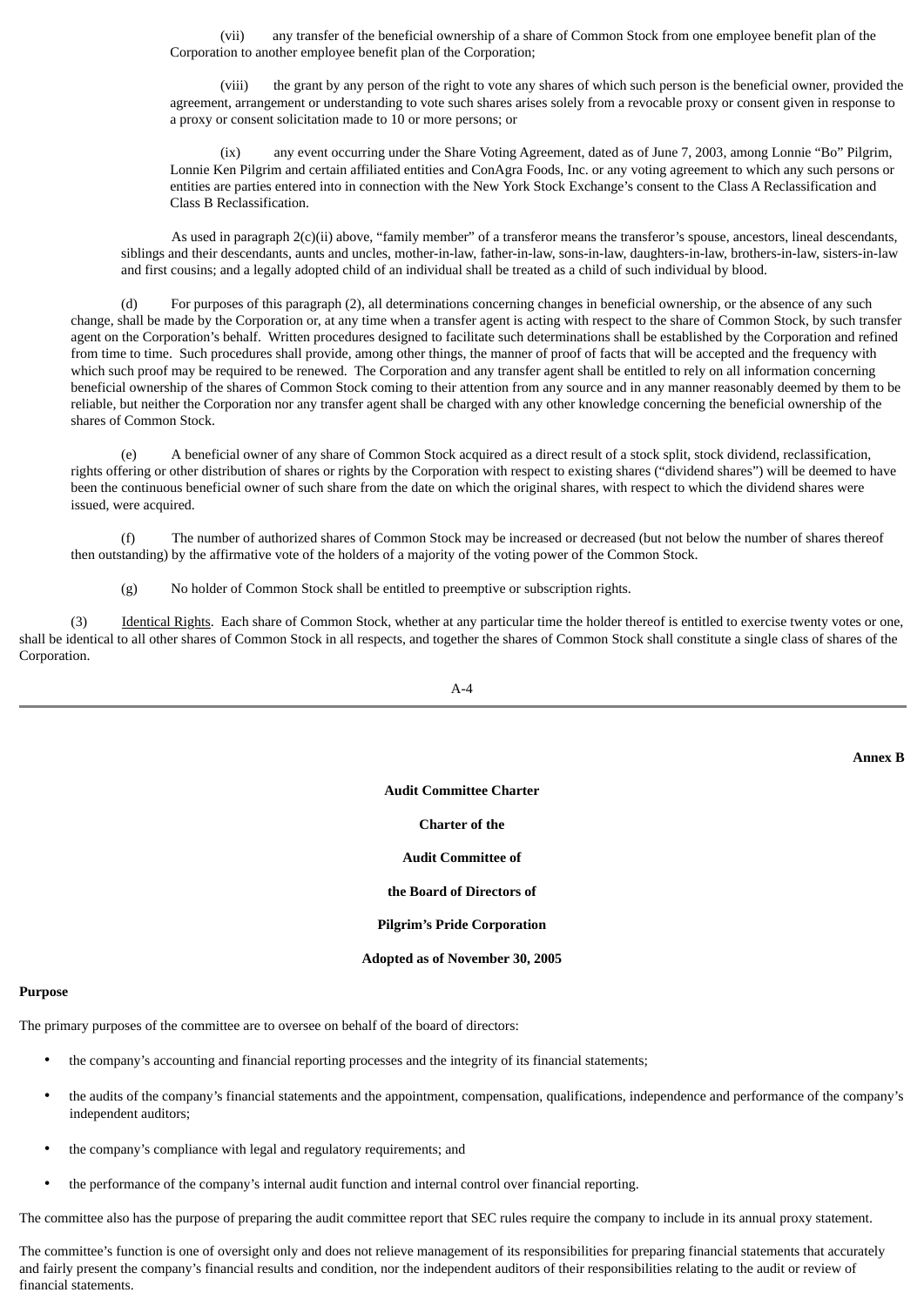(vii) any transfer of the beneficial ownership of a share of Common Stock from one employee benefit plan of the Corporation to another employee benefit plan of the Corporation;

(viii) the grant by any person of the right to vote any shares of which such person is the beneficial owner, provided the agreement, arrangement or understanding to vote such shares arises solely from a revocable proxy or consent given in response to a proxy or consent solicitation made to 10 or more persons; or

(ix) any event occurring under the Share Voting Agreement, dated as of June 7, 2003, among Lonnie "Bo" Pilgrim, Lonnie Ken Pilgrim and certain affiliated entities and ConAgra Foods, Inc. or any voting agreement to which any such persons or entities are parties entered into in connection with the New York Stock Exchange's consent to the Class A Reclassification and Class B Reclassification.

As used in paragraph 2(c)(ii) above, "family member" of a transferor means the transferor's spouse, ancestors, lineal descendants, siblings and their descendants, aunts and uncles, mother-in-law, father-in-law, sons-in-law, daughters-in-law, brothers-in-law, sisters-in-law and first cousins; and a legally adopted child of an individual shall be treated as a child of such individual by blood.

(d) For purposes of this paragraph (2), all determinations concerning changes in beneficial ownership, or the absence of any such change, shall be made by the Corporation or, at any time when a transfer agent is acting with respect to the share of Common Stock, by such transfer agent on the Corporation's behalf. Written procedures designed to facilitate such determinations shall be established by the Corporation and refined from time to time. Such procedures shall provide, among other things, the manner of proof of facts that will be accepted and the frequency with which such proof may be required to be renewed. The Corporation and any transfer agent shall be entitled to rely on all information concerning beneficial ownership of the shares of Common Stock coming to their attention from any source and in any manner reasonably deemed by them to be reliable, but neither the Corporation nor any transfer agent shall be charged with any other knowledge concerning the beneficial ownership of the shares of Common Stock.

(e) A beneficial owner of any share of Common Stock acquired as a direct result of a stock split, stock dividend, reclassification, rights offering or other distribution of shares or rights by the Corporation with respect to existing shares ("dividend shares") will be deemed to have been the continuous beneficial owner of such share from the date on which the original shares, with respect to which the dividend shares were issued, were acquired.

(f) The number of authorized shares of Common Stock may be increased or decreased (but not below the number of shares thereof then outstanding) by the affirmative vote of the holders of a majority of the voting power of the Common Stock.

(g) No holder of Common Stock shall be entitled to preemptive or subscription rights.

(3) Identical Rights. Each share of Common Stock, whether at any particular time the holder thereof is entitled to exercise twenty votes or one, shall be identical to all other shares of Common Stock in all respects, and together the shares of Common Stock shall constitute a single class of shares of the Corporation.

---

**Annex B**

**Audit Committee Charter**

**Charter of the**

**Audit Committee of**

**the Board of Directors of**

**Pilgrim's Pride Corporation**

**Adopted as of November 30, 2005**

**Purpose**

The primary purposes of the committee are to oversee on behalf of the board of directors:

- the company's accounting and financial reporting processes and the integrity of its financial statements;
- the audits of the company's financial statements and the appointment, compensation, qualifications, independence and performance of the company's independent auditors;
- the company's compliance with legal and regulatory requirements; and
- the performance of the company's internal audit function and internal control over financial reporting.

The committee also has the purpose of preparing the audit committee report that SEC rules require the company to include in its annual proxy statement.

The committee's function is one of oversight only and does not relieve management of its responsibilities for preparing financial statements that accurately and fairly present the company's financial results and condition, nor the independent auditors of their responsibilities relating to the audit or review of financial statements.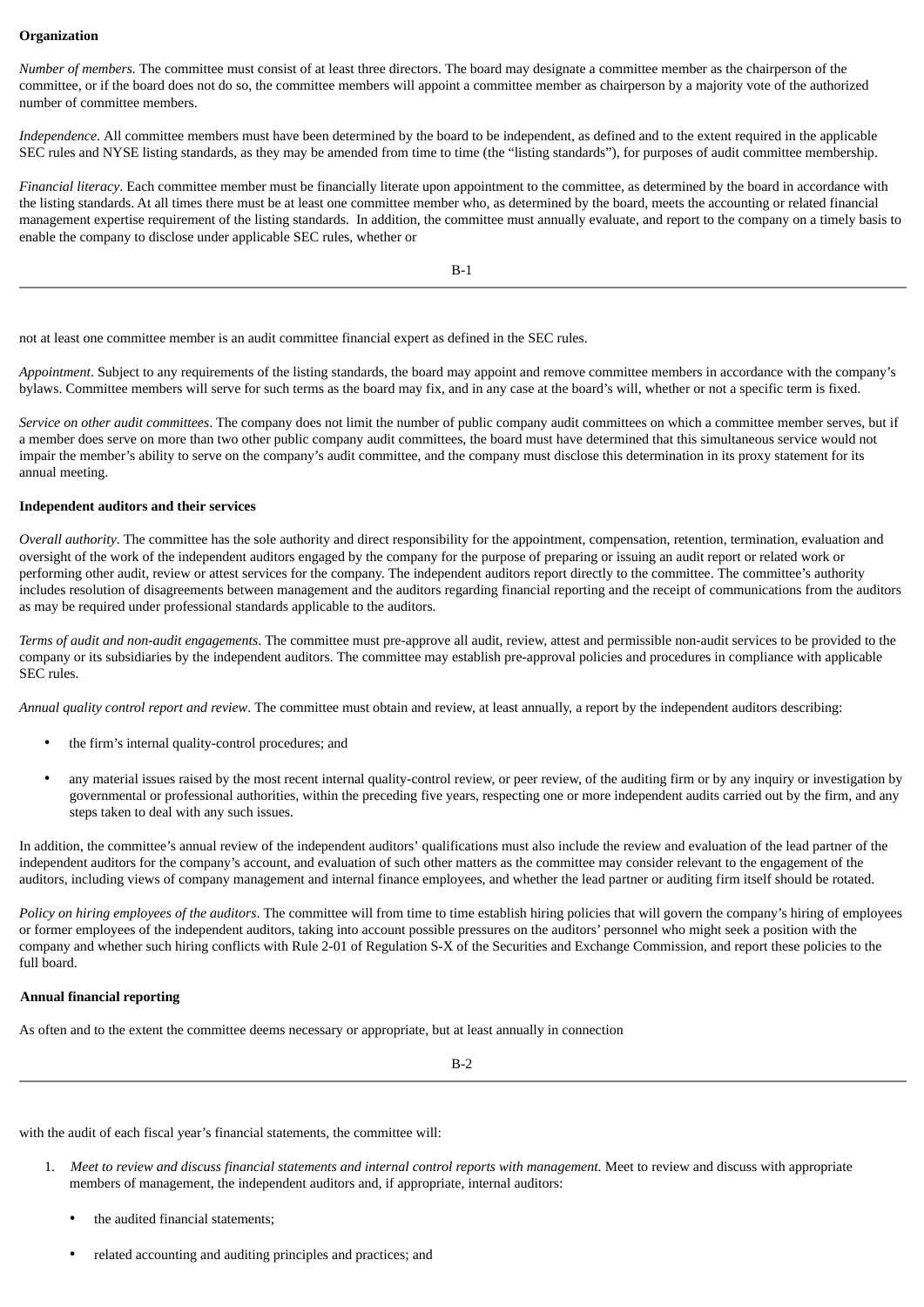**Organization**

*Number of members.* The committee must consist of at least three directors. The board may designate a committee member as the chairperson of the committee, or if the board does not do so, the committee members will appoint a committee member as chairperson by a majority vote of the authorized number of committee members.

*Independence*. All committee members must have been determined by the board to be independent, as defined and to the extent required in the applicable SEC rules and NYSE listing standards, as they may be amended from time to time (the "listing standards"), for purposes of audit committee membership.

*Financial literacy*. Each committee member must be financially literate upon appointment to the committee, as determined by the board in accordance with the listing standards. At all times there must be at least one committee member who, as determined by the board, meets the accounting or related financial management expertise requirement of the listing standards. In addition, the committee must annually evaluate, and report to the company on a timely basis to enable the company to disclose under applicable SEC rules, whether or not at least one committee member is an audit committee financial expert as defined in the SEC rules.

*Appointment*. Subject to any requirements of the listing standards, the board may appoint and remove committee members in accordance with the company's bylaws. Committee members will serve for such terms as the board may fix, and in any case at the board's will, whether or not a specific term is fixed.

*Service on other audit committees*. The company does not limit the number of public company audit committees on which a committee member serves, but if a member does serve on more than two other public company audit committees, the board must have determined that this simultaneous service would not impair the member's ability to serve on the company's audit committee, and the company must disclose this determination in its proxy statement for its annual meeting.

**Independent auditors and their services**

*Overall authority*. The committee has the sole authority and direct responsibility for the appointment, compensation, retention, termination, evaluation and oversight of the work of the independent auditors engaged by the company for the purpose of preparing or issuing an audit report or related work or performing other audit, review or attest services for the company. The independent auditors report directly to the committee. The committee's authority includes resolution of disagreements between management and the auditors regarding financial reporting and the receipt of communications from the auditors as may be required under professional standards applicable to the auditors.

*Terms of audit and non-audit engagements*. The committee must pre-approve all audit, review, attest and permissible non-audit services to be provided to the company or its subsidiaries by the independent auditors. The committee may establish pre-approval policies and procedures in compliance with applicable SEC rules.

*Annual quality control report and review*. The committee must obtain and review, at least annually, a report by the independent auditors describing:

- the firm's internal quality-control procedures; and
- any material issues raised by the most recent internal quality-control review, or peer review, of the auditing firm or by any inquiry or investigation by governmental or professional authorities, within the preceding five years, respecting one or more independent audits carried out by the firm, and any steps taken to deal with any such issues.

In addition, the committee's annual review of the independent auditors' qualifications must also include the review and evaluation of the lead partner of the independent auditors for the company's account, and evaluation of such other matters as the committee may consider relevant to the engagement of the auditors, including views of company management and internal finance employees, and whether the lead partner or auditing firm itself should be rotated.

*Policy on hiring employees of the auditors*. The committee will from time to time establish hiring policies that will govern the company's hiring of employees or former employees of the independent auditors, taking into account possible pressures on the auditors' personnel who might seek a position with the company and whether such hiring conflicts with Rule 2-01 of Regulation S-X of the Securities and Exchange Commission, and report these policies to the full board.

**Annual financial reporting**

As often and to the extent the committee deems necessary or appropriate, but at least annually in connection with the audit of each fiscal year's financial statements, the committee will:

1. *Meet to review and discuss financial statements and internal control reports with management.* Meet to review and discuss with appropriate members of management, the independent auditors and, if appropriate, internal auditors:
   - the audited financial statements;
   - related accounting and auditing principles and practices; and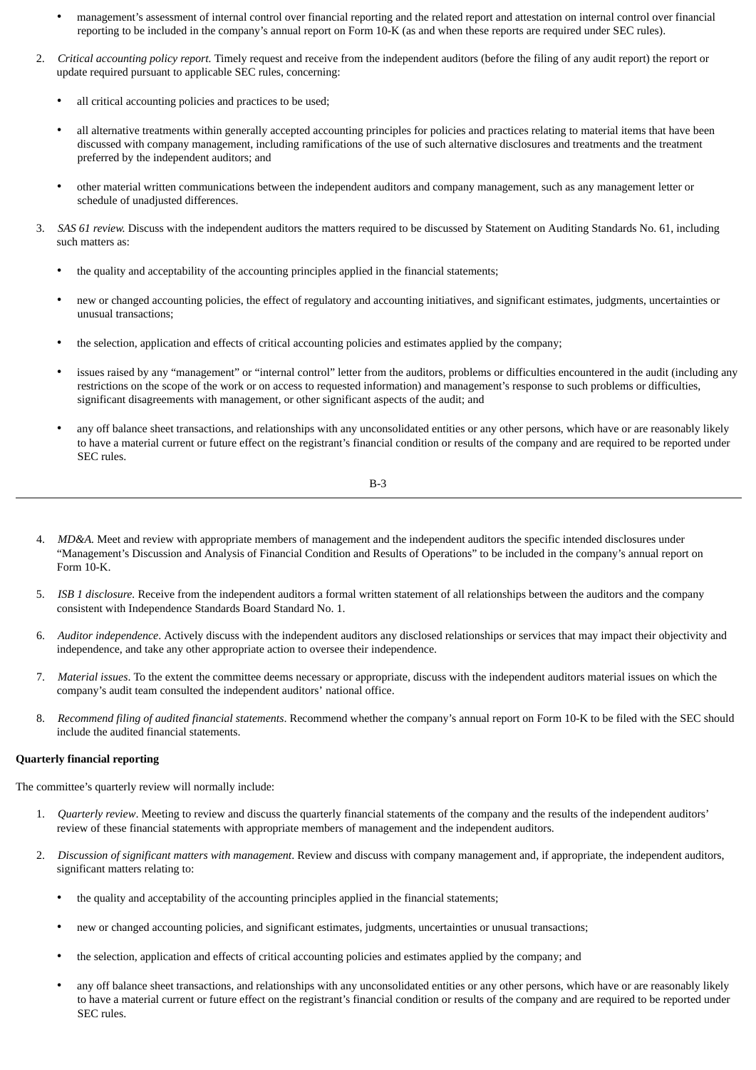- management's assessment of internal control over financial reporting and the related report and attestation on internal control over financial reporting to be included in the company's annual report on Form 10-K (as and when these reports are required under SEC rules).

2. *Critical accounting policy report.* Timely request and receive from the independent auditors (before the filing of any audit report) the report or update required pursuant to applicable SEC rules, concerning:

   - all critical accounting policies and practices to be used;

   - all alternative treatments within generally accepted accounting principles for policies and practices relating to material items that have been discussed with company management, including ramifications of the use of such alternative disclosures and treatments and the treatment preferred by the independent auditors; and

   - other material written communications between the independent auditors and company management, such as any management letter or schedule of unadjusted differences.

3. *SAS 61 review.* Discuss with the independent auditors the matters required to be discussed by Statement on Auditing Standards No. 61, including such matters as:

   - the quality and acceptability of the accounting principles applied in the financial statements;

   - new or changed accounting policies, the effect of regulatory and accounting initiatives, and significant estimates, judgments, uncertainties or unusual transactions;

   - the selection, application and effects of critical accounting policies and estimates applied by the company;

   - issues raised by any "management" or "internal control" letter from the auditors, problems or difficulties encountered in the audit (including any restrictions on the scope of the work or on access to requested information) and management's response to such problems or difficulties, significant disagreements with management, or other significant aspects of the audit; and

   - any off balance sheet transactions, and relationships with any unconsolidated entities or any other persons, which have or are reasonably likely to have a material current or future effect on the registrant's financial condition or results of the company and are required to be reported under SEC rules.

4. *MD&A.* Meet and review with appropriate members of management and the independent auditors the specific intended disclosures under "Management's Discussion and Analysis of Financial Condition and Results of Operations" to be included in the company's annual report on Form 10-K.

5. *ISB 1 disclosure.* Receive from the independent auditors a formal written statement of all relationships between the auditors and the company consistent with Independence Standards Board Standard No. 1.

6. *Auditor independence*. Actively discuss with the independent auditors any disclosed relationships or services that may impact their objectivity and independence, and take any other appropriate action to oversee their independence.

7. *Material issues*. To the extent the committee deems necessary or appropriate, discuss with the independent auditors material issues on which the company's audit team consulted the independent auditors' national office.

8. *Recommend filing of audited financial statements*. Recommend whether the company's annual report on Form 10-K to be filed with the SEC should include the audited financial statements.

**Quarterly financial reporting**

The committee's quarterly review will normally include:

1. *Quarterly review*. Meeting to review and discuss the quarterly financial statements of the company and the results of the independent auditors' review of these financial statements with appropriate members of management and the independent auditors.

2. *Discussion of significant matters with management*. Review and discuss with company management and, if appropriate, the independent auditors, significant matters relating to:

   - the quality and acceptability of the accounting principles applied in the financial statements;

   - new or changed accounting policies, and significant estimates, judgments, uncertainties or unusual transactions;

   - the selection, application and effects of critical accounting policies and estimates applied by the company; and

   - any off balance sheet transactions, and relationships with any unconsolidated entities or any other persons, which have or are reasonably likely to have a material current or future effect on the registrant's financial condition or results of the company and are required to be reported under SEC rules.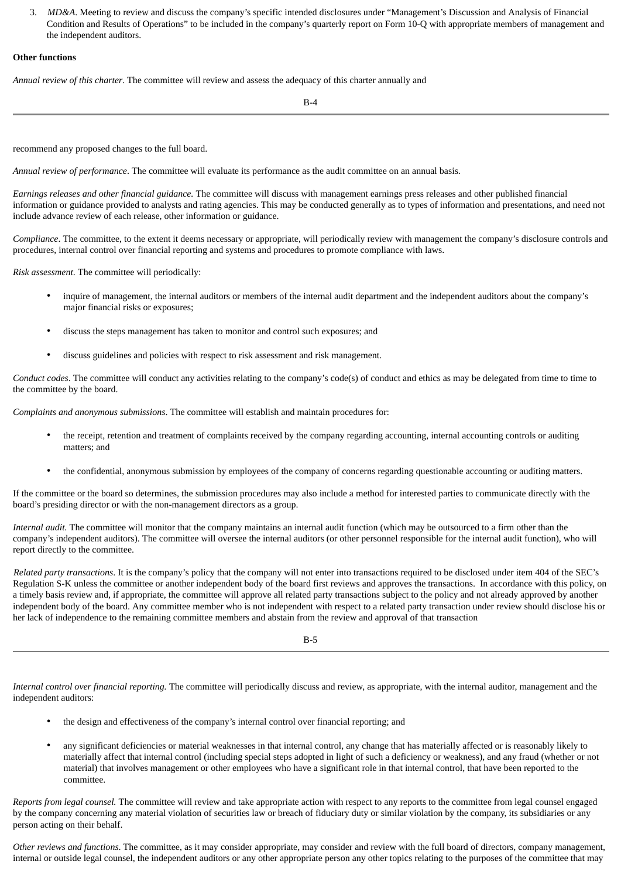3. *MD&A.* Meeting to review and discuss the company's specific intended disclosures under "Management's Discussion and Analysis of Financial Condition and Results of Operations" to be included in the company's quarterly report on Form 10-Q with appropriate members of management and the independent auditors.

**Other functions**

*Annual review of this charter*. The committee will review and assess the adequacy of this charter annually and recommend any proposed changes to the full board.

*Annual review of performance*. The committee will evaluate its performance as the audit committee on an annual basis.

*Earnings releases and other financial guidance.* The committee will discuss with management earnings press releases and other published financial information or guidance provided to analysts and rating agencies. This may be conducted generally as to types of information and presentations, and need not include advance review of each release, other information or guidance.

*Compliance*. The committee, to the extent it deems necessary or appropriate, will periodically review with management the company's disclosure controls and procedures, internal control over financial reporting and systems and procedures to promote compliance with laws.

*Risk assessment.* The committee will periodically:

- inquire of management, the internal auditors or members of the internal audit department and the independent auditors about the company's major financial risks or exposures;
- discuss the steps management has taken to monitor and control such exposures; and
- discuss guidelines and policies with respect to risk assessment and risk management.

*Conduct codes*. The committee will conduct any activities relating to the company's code(s) of conduct and ethics as may be delegated from time to time to the committee by the board.

*Complaints and anonymous submissions*. The committee will establish and maintain procedures for:

- the receipt, retention and treatment of complaints received by the company regarding accounting, internal accounting controls or auditing matters; and
- the confidential, anonymous submission by employees of the company of concerns regarding questionable accounting or auditing matters.

If the committee or the board so determines, the submission procedures may also include a method for interested parties to communicate directly with the board's presiding director or with the non-management directors as a group.

*Internal audit.* The committee will monitor that the company maintains an internal audit function (which may be outsourced to a firm other than the company's independent auditors). The committee will oversee the internal auditors (or other personnel responsible for the internal audit function), who will report directly to the committee.

*Related party transactions*. It is the company's policy that the company will not enter into transactions required to be disclosed under item 404 of the SEC's Regulation S-K unless the committee or another independent body of the board first reviews and approves the transactions. In accordance with this policy, on a timely basis review and, if appropriate, the committee will approve all related party transactions subject to the policy and not already approved by another independent body of the board. Any committee member who is not independent with respect to a related party transaction under review should disclose his or her lack of independence to the remaining committee members and abstain from the review and approval of that transaction

*Internal control over financial reporting.* The committee will periodically discuss and review, as appropriate, with the internal auditor, management and the independent auditors:

- the design and effectiveness of the company's internal control over financial reporting; and
- any significant deficiencies or material weaknesses in that internal control, any change that has materially affected or is reasonably likely to materially affect that internal control (including special steps adopted in light of such a deficiency or weakness), and any fraud (whether or not material) that involves management or other employees who have a significant role in that internal control, that have been reported to the committee.

*Reports from legal counsel.* The committee will review and take appropriate action with respect to any reports to the committee from legal counsel engaged by the company concerning any material violation of securities law or breach of fiduciary duty or similar violation by the company, its subsidiaries or any person acting on their behalf.

*Other reviews and functions*. The committee, as it may consider appropriate, may consider and review with the full board of directors, company management, internal or outside legal counsel, the independent auditors or any other appropriate person any other topics relating to the purposes of the committee that may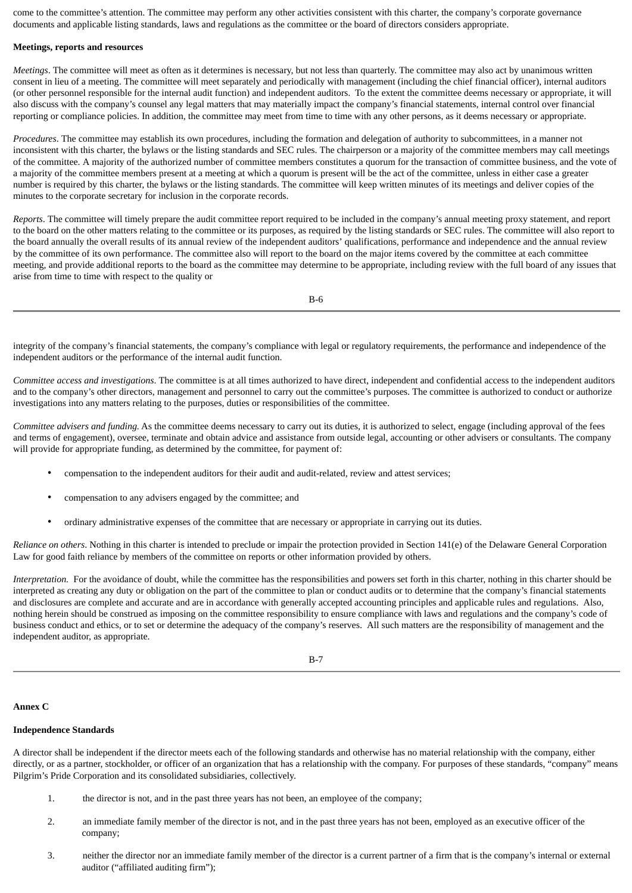come to the committee's attention. The committee may perform any other activities consistent with this charter, the company's corporate governance documents and applicable listing standards, laws and regulations as the committee or the board of directors considers appropriate.

**Meetings, reports and resources**

*Meetings*. The committee will meet as often as it determines is necessary, but not less than quarterly. The committee may also act by unanimous written consent in lieu of a meeting. The committee will meet separately and periodically with management (including the chief financial officer), internal auditors (or other personnel responsible for the internal audit function) and independent auditors. To the extent the committee deems necessary or appropriate, it will also discuss with the company's counsel any legal matters that may materially impact the company's financial statements, internal control over financial reporting or compliance policies. In addition, the committee may meet from time to time with any other persons, as it deems necessary or appropriate.

*Procedures*. The committee may establish its own procedures, including the formation and delegation of authority to subcommittees, in a manner not inconsistent with this charter, the bylaws or the listing standards and SEC rules. The chairperson or a majority of the committee members may call meetings of the committee. A majority of the authorized number of committee members constitutes a quorum for the transaction of committee business, and the vote of a majority of the committee members present at a meeting at which a quorum is present will be the act of the committee, unless in either case a greater number is required by this charter, the bylaws or the listing standards. The committee will keep written minutes of its meetings and deliver copies of the minutes to the corporate secretary for inclusion in the corporate records.

*Reports*. The committee will timely prepare the audit committee report required to be included in the company's annual meeting proxy statement, and report to the board on the other matters relating to the committee or its purposes, as required by the listing standards or SEC rules. The committee will also report to the board annually the overall results of its annual review of the independent auditors' qualifications, performance and independence and the annual review by the committee of its own performance. The committee also will report to the board on the major items covered by the committee at each committee meeting, and provide additional reports to the board as the committee may determine to be appropriate, including review with the full board of any issues that arise from time to time with respect to the quality or integrity of the company's financial statements, the company's compliance with legal or regulatory requirements, the performance and independence of the independent auditors or the performance of the internal audit function.

*Committee access and investigations*. The committee is at all times authorized to have direct, independent and confidential access to the independent auditors and to the company's other directors, management and personnel to carry out the committee's purposes. The committee is authorized to conduct or authorize investigations into any matters relating to the purposes, duties or responsibilities of the committee.

*Committee advisers and funding.* As the committee deems necessary to carry out its duties, it is authorized to select, engage (including approval of the fees and terms of engagement), oversee, terminate and obtain advice and assistance from outside legal, accounting or other advisers or consultants. The company will provide for appropriate funding, as determined by the committee, for payment of:

- compensation to the independent auditors for their audit and audit-related, review and attest services;
- compensation to any advisers engaged by the committee; and
- ordinary administrative expenses of the committee that are necessary or appropriate in carrying out its duties.

*Reliance on others*. Nothing in this charter is intended to preclude or impair the protection provided in Section 141(e) of the Delaware General Corporation Law for good faith reliance by members of the committee on reports or other information provided by others.

*Interpretation.* For the avoidance of doubt, while the committee has the responsibilities and powers set forth in this charter, nothing in this charter should be interpreted as creating any duty or obligation on the part of the committee to plan or conduct audits or to determine that the company's financial statements and disclosures are complete and accurate and are in accordance with generally accepted accounting principles and applicable rules and regulations. Also, nothing herein should be construed as imposing on the committee responsibility to ensure compliance with laws and regulations and the company's code of business conduct and ethics, or to set or determine the adequacy of the company's reserves. All such matters are the responsibility of management and the independent auditor, as appropriate.

## Annex C

### Independence Standards

A director shall be independent if the director meets each of the following standards and otherwise has no material relationship with the company, either directly, or as a partner, stockholder, or officer of an organization that has a relationship with the company. For purposes of these standards, "company" means Pilgrim's Pride Corporation and its consolidated subsidiaries, collectively.

1. the director is not, and in the past three years has not been, an employee of the company;
2. an immediate family member of the director is not, and in the past three years has not been, employed as an executive officer of the company;
3. neither the director nor an immediate family member of the director is a current partner of a firm that is the company's internal or external auditor ("affiliated auditing firm");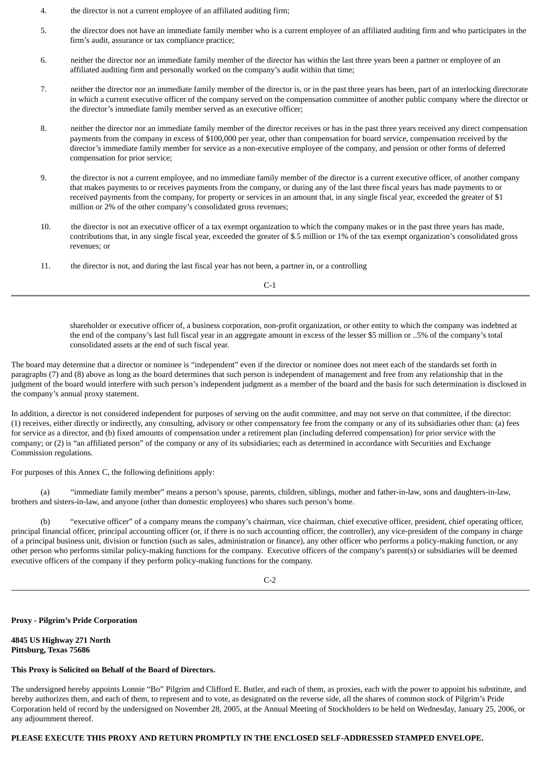4. the director is not a current employee of an affiliated auditing firm;

5. the director does not have an immediate family member who is a current employee of an affiliated auditing firm and who participates in the firm's audit, assurance or tax compliance practice;

6. neither the director nor an immediate family member of the director has within the last three years been a partner or employee of an affiliated auditing firm and personally worked on the company's audit within that time;

7. neither the director nor an immediate family member of the director is, or in the past three years has been, part of an interlocking directorate in which a current executive officer of the company served on the compensation committee of another public company where the director or the director's immediate family member served as an executive officer;

8. neither the director nor an immediate family member of the director receives or has in the past three years received any direct compensation payments from the company in excess of $100,000 per year, other than compensation for board service, compensation received by the director's immediate family member for service as a non-executive employee of the company, and pension or other forms of deferred compensation for prior service;

9. the director is not a current employee, and no immediate family member of the director is a current executive officer, of another company that makes payments to or receives payments from the company, or during any of the last three fiscal years has made payments to or received payments from the company, for property or services in an amount that, in any single fiscal year, exceeded the greater of $1 million or 2% of the other company's consolidated gross revenues;

10. the director is not an executive officer of a tax exempt organization to which the company makes or in the past three years has made, contributions that, in any single fiscal year, exceeded the greater of $.5 million or 1% of the tax exempt organization's consolidated gross revenues; or

11. the director is not, and during the last fiscal year has not been, a partner in, or a controlling shareholder or executive officer of, a business corporation, non-profit organization, or other entity to which the company was indebted at the end of the company's last full fiscal year in an aggregate amount in excess of the lesser $5 million or ..5% of the company's total consolidated assets at the end of such fiscal year.

The board may determine that a director or nominee is "independent" even if the director or nominee does not meet each of the standards set forth in paragraphs (7) and (8) above as long as the board determines that such person is independent of management and free from any relationship that in the judgment of the board would interfere with such person's independent judgment as a member of the board and the basis for such determination is disclosed in the company's annual proxy statement.

In addition, a director is not considered independent for purposes of serving on the audit committee, and may not serve on that committee, if the director: (1) receives, either directly or indirectly, any consulting, advisory or other compensatory fee from the company or any of its subsidiaries other than: (a) fees for service as a director, and (b) fixed amounts of compensation under a retirement plan (including deferred compensation) for prior service with the company; or (2) is "an affiliated person" of the company or any of its subsidiaries; each as determined in accordance with Securities and Exchange Commission regulations.

For purposes of this Annex C, the following definitions apply:

(a) "immediate family member" means a person's spouse, parents, children, siblings, mother and father-in-law, sons and daughters-in-law, brothers and sisters-in-law, and anyone (other than domestic employees) who shares such person's home.

(b) "executive officer" of a company means the company's chairman, vice chairman, chief executive officer, president, chief operating officer, principal financial officer, principal accounting officer (or, if there is no such accounting officer, the controller), any vice-president of the company in charge of a principal business unit, division or function (such as sales, administration or finance), any other officer who performs a policy-making function, or any other person who performs similar policy-making functions for the company. Executive officers of the company's parent(s) or subsidiaries will be deemed executive officers of the company if they perform policy-making functions for the company.

**Proxy - Pilgrim's Pride Corporation**

**4845 US Highway 271 North**
**Pittsburg, Texas 75686**

**This Proxy is Solicited on Behalf of the Board of Directors.**

The undersigned hereby appoints Lonnie "Bo" Pilgrim and Clifford E. Butler, and each of them, as proxies, each with the power to appoint his substitute, and hereby authorizes them, and each of them, to represent and to vote, as designated on the reverse side, all the shares of common stock of Pilgrim's Pride Corporation held of record by the undersigned on November 28, 2005, at the Annual Meeting of Stockholders to be held on Wednesday, January 25, 2006, or any adjournment thereof.

**PLEASE EXECUTE THIS PROXY AND RETURN PROMPTLY IN THE ENCLOSED SELF-ADDRESSED STAMPED ENVELOPE.**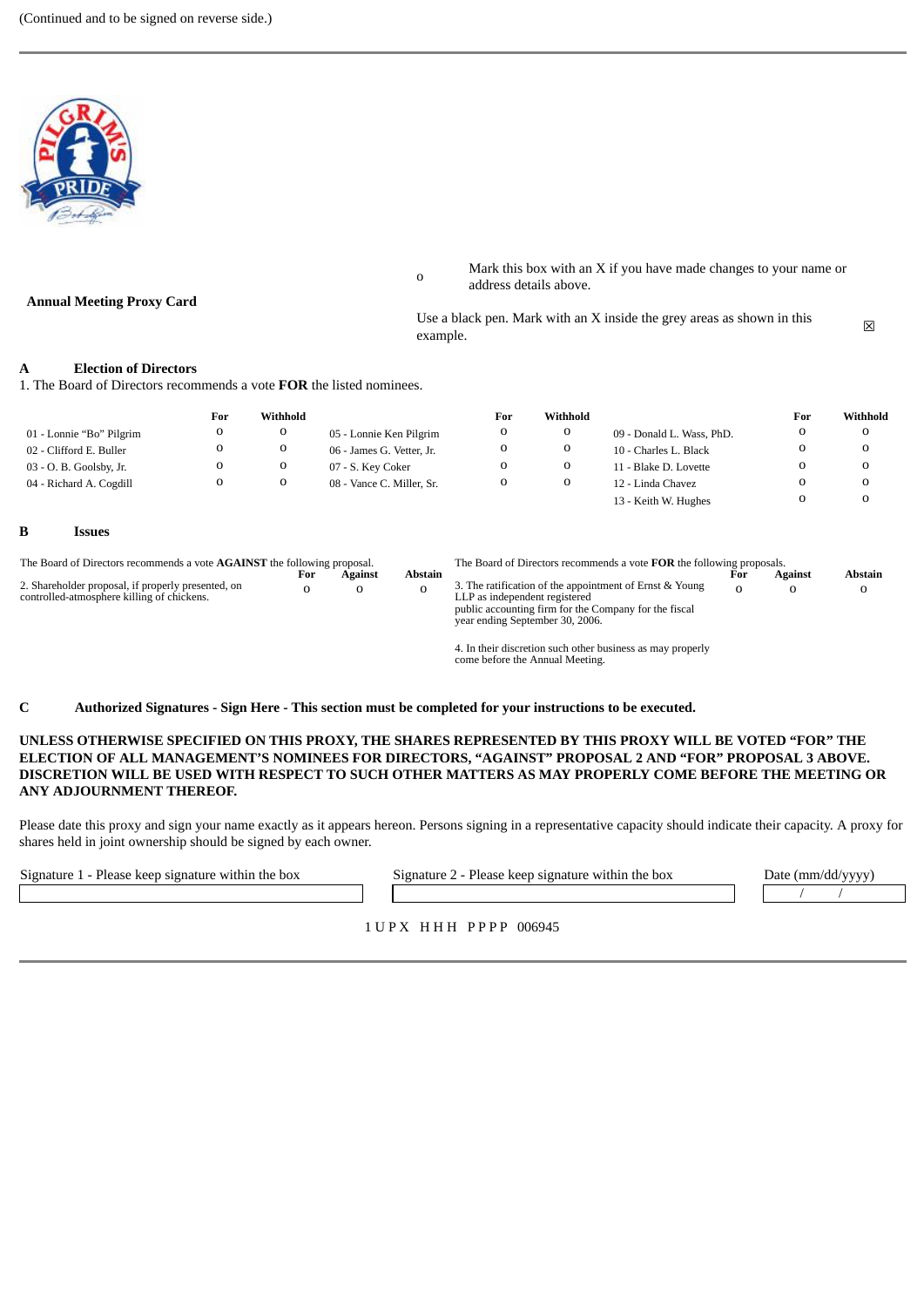(Continued and to be signed on reverse side.)

**Annual Meeting Proxy Card**

o Mark this box with an X if you have made changes to your name or address details above.

Use a black pen. Mark with an X inside the grey areas as shown in this example. ☒

## A Election of Directors

1. The Board of Directors recommends a vote **FOR** the listed nominees.

| | For | Withhold | | For | Withhold | | For | Withhold |
|---|---|---|---|---|---|---|---|---|
| 01 - Lonnie “Bo” Pilgrim | o | o | 05 - Lonnie Ken Pilgrim | o | o | 09 - Donald L. Wass, PhD. | o | o |
| 02 - Clifford E. Buller | o | o | 06 - James G. Vetter, Jr. | o | o | 10 - Charles L. Black | o | o |
| 03 - O. B. Goolsby, Jr. | o | o | 07 - S. Key Coker | o | o | 11 - Blake D. Lovette | o | o |
| 04 - Richard A. Cogdill | o | o | 08 - Vance C. Miller, Sr. | o | o | 12 - Linda Chavez | o | o |
| | | | | | | 13 - Keith W. Hughes | o | o |

## B Issues

The Board of Directors recommends a vote **AGAINST** the following proposal.

| | For | Against | Abstain |
|---|---|---|---|
| 2. Shareholder proposal, if properly presented, on controlled-atmosphere killing of chickens. | o | o | o |

The Board of Directors recommends a vote **FOR** the following proposals.

| | For | Against | Abstain |
|---|---|---|---|
| 3. The ratification of the appointment of Ernst & Young LLP as independent registered public accounting firm for the Company for the fiscal year ending September 30, 2006. | o | o | o |

4. In their discretion such other business as may properly come before the Annual Meeting.

## C Authorized Signatures - Sign Here - This section must be completed for your instructions to be executed.

**UNLESS OTHERWISE SPECIFIED ON THIS PROXY, THE SHARES REPRESENTED BY THIS PROXY WILL BE VOTED “FOR” THE ELECTION OF ALL MANAGEMENT’S NOMINEES FOR DIRECTORS, “AGAINST” PROPOSAL 2 AND “FOR” PROPOSAL 3 ABOVE. DISCRETION WILL BE USED WITH RESPECT TO SUCH OTHER MATTERS AS MAY PROPERLY COME BEFORE THE MEETING OR ANY ADJOURNMENT THEREOF.**

Please date this proxy and sign your name exactly as it appears hereon. Persons signing in a representative capacity should indicate their capacity. A proxy for shares held in joint ownership should be signed by each owner.

| Signature 1 - Please keep signature within the box | Signature 2 - Please keep signature within the box | Date (mm/dd/yyyy) |
|---|---|---|
| | | / / |

1 U P X H H H P P P P 006945